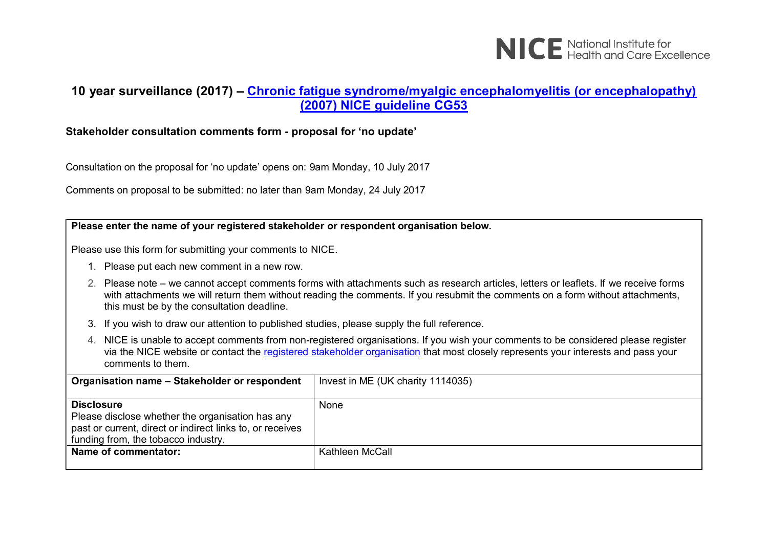NICE National Institute for Health and Care Excellence

## 10 year surveillance (2017) – Chronic fatigue syndrome/myalgic encephalomyelitis (or encephalopathy) (2007) NICE guideline CG53

**Stakeholder consultation comments form - proposal for 'no update'**

Consultation on the proposal for 'no update' opens on: 9am Monday, 10 July 2017

Comments on proposal to be submitted: no later than 9am Monday, 24 July 2017

**Please enter the name of your registered stakeholder or respondent organisation below.**

Please use this form for submitting your comments to NICE.

1. Please put each new comment in a new row.
2. Please note – we cannot accept comments forms with attachments such as research articles, letters or leaflets. If we receive forms with attachments we will return them without reading the comments. If you resubmit the comments on a form without attachments, this must be by the consultation deadline.
3. If you wish to draw our attention to published studies, please supply the full reference.
4. NICE is unable to accept comments from non-registered organisations. If you wish your comments to be considered please register via the NICE website or contact the registered stakeholder organisation that most closely represents your interests and pass your comments to them.

| | |
|---|---|
| **Organisation name – Stakeholder or respondent** | Invest in ME (UK charity 1114035) |
| **Disclosure** Please disclose whether the organisation has any past or current, direct or indirect links to, or receives funding from, the tobacco industry. | None |
| **Name of commentator:** | Kathleen McCall |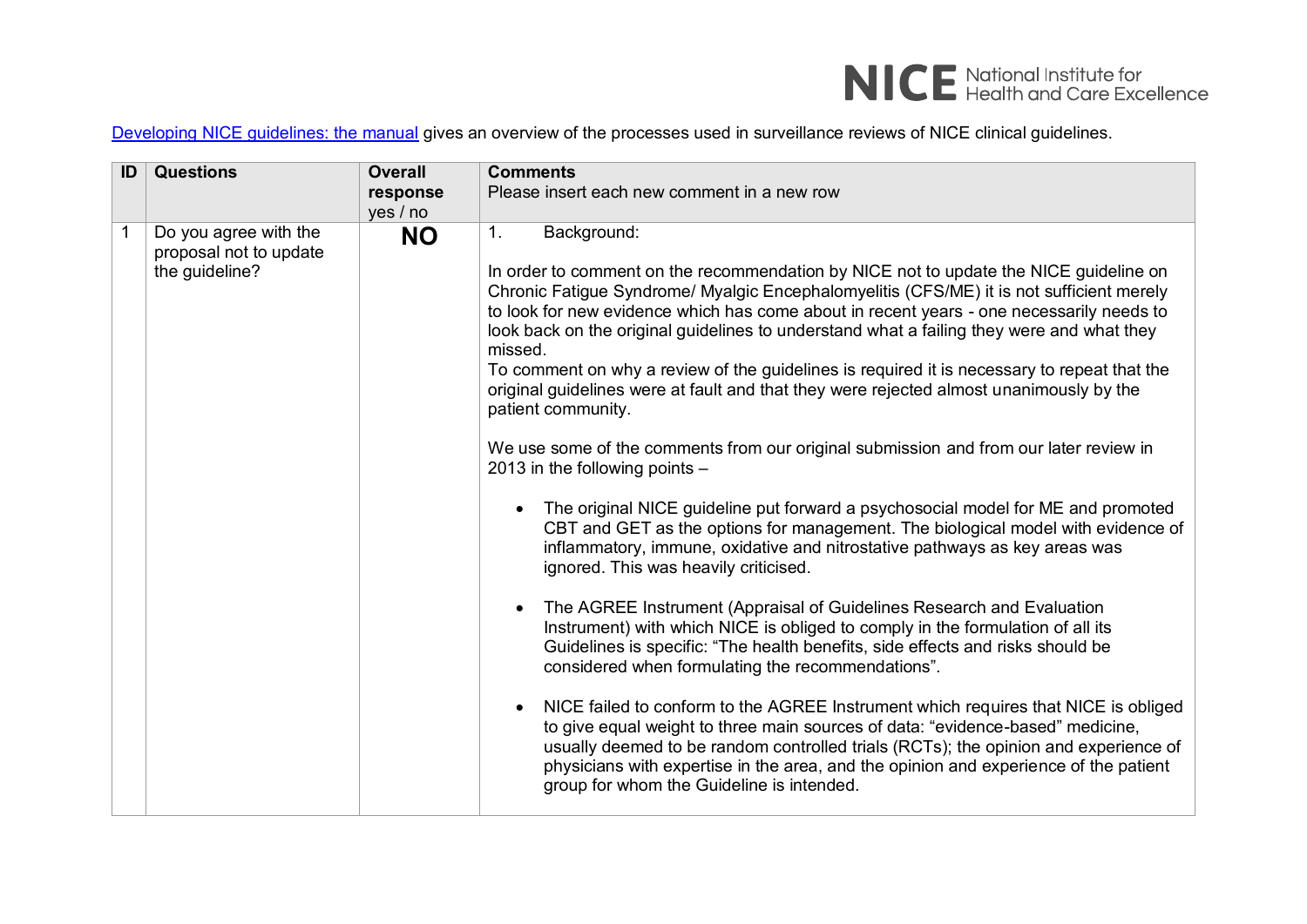[Developing NICE guidelines: the manual](#) gives an overview of the processes used in surveillance reviews of NICE clinical guidelines.

| ID | Questions | Overall response yes / no | Comments Please insert each new comment in a new row |
|---|---|---|---|
| 1 | Do you agree with the proposal not to update the guideline? | **NO** | 1. Background:<br><br>In order to comment on the recommendation by NICE not to update the NICE guideline on Chronic Fatigue Syndrome/ Myalgic Encephalomyelitis (CFS/ME) it is not sufficient merely to look for new evidence which has come about in recent years - one necessarily needs to look back on the original guidelines to understand what a failing they were and what they missed.<br>To comment on why a review of the guidelines is required it is necessary to repeat that the original guidelines were at fault and that they were rejected almost unanimously by the patient community.<br><br>We use some of the comments from our original submission and from our later review in 2013 in the following points –<br><br>• The original NICE guideline put forward a psychosocial model for ME and promoted CBT and GET as the options for management. The biological model with evidence of inflammatory, immune, oxidative and nitrostative pathways as key areas was ignored. This was heavily criticised.<br><br>• The AGREE Instrument (Appraisal of Guidelines Research and Evaluation Instrument) with which NICE is obliged to comply in the formulation of all its Guidelines is specific: "The health benefits, side effects and risks should be considered when formulating the recommendations".<br><br>• NICE failed to conform to the AGREE Instrument which requires that NICE is obliged to give equal weight to three main sources of data: "evidence-based" medicine, usually deemed to be random controlled trials (RCTs); the opinion and experience of physicians with expertise in the area, and the opinion and experience of the patient group for whom the Guideline is intended. |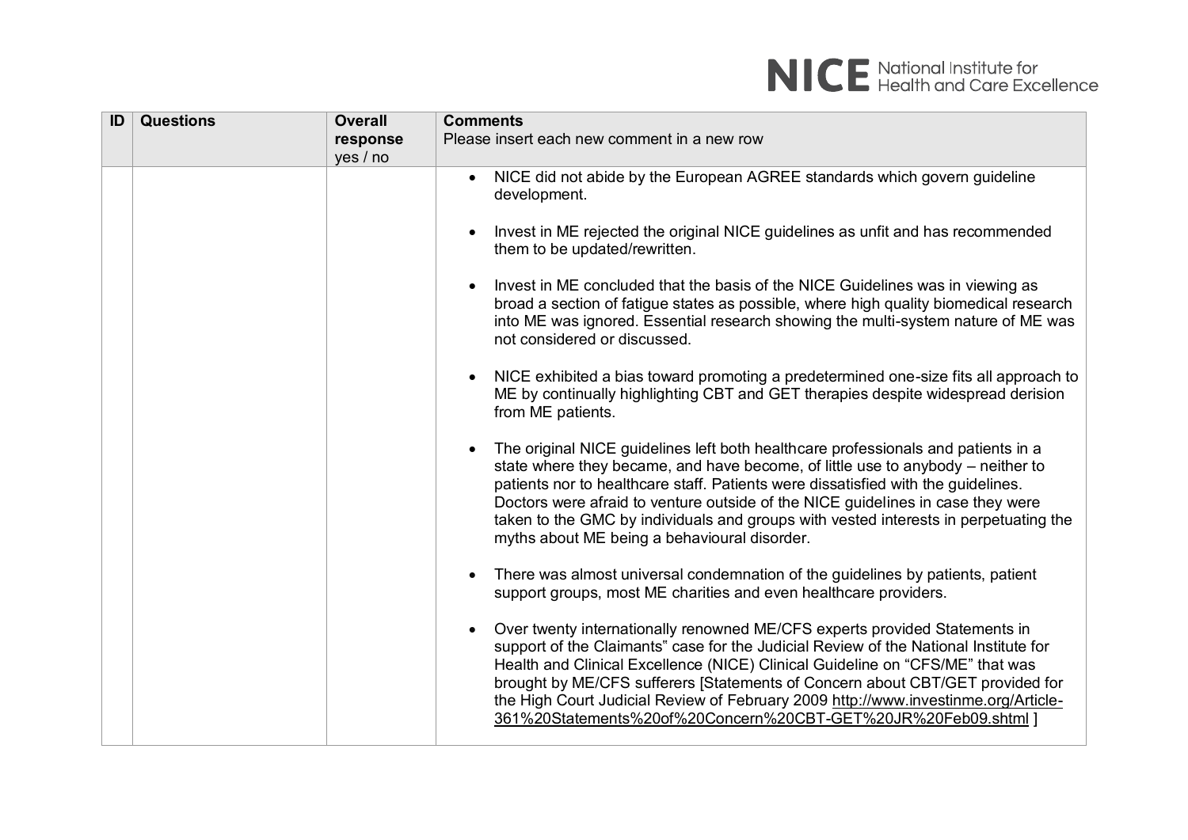| ID | Questions | Overall response yes / no | Comments<br>Please insert each new comment in a new row |
|---|---|---|---|
| | | | • NICE did not abide by the European AGREE standards which govern guideline development.<br><br>• Invest in ME rejected the original NICE guidelines as unfit and has recommended them to be updated/rewritten.<br><br>• Invest in ME concluded that the basis of the NICE Guidelines was in viewing as broad a section of fatigue states as possible, where high quality biomedical research into ME was ignored. Essential research showing the multi-system nature of ME was not considered or discussed.<br><br>• NICE exhibited a bias toward promoting a predetermined one-size fits all approach to ME by continually highlighting CBT and GET therapies despite widespread derision from ME patients.<br><br>• The original NICE guidelines left both healthcare professionals and patients in a state where they became, and have become, of little use to anybody – neither to patients nor to healthcare staff. Patients were dissatisfied with the guidelines. Doctors were afraid to venture outside of the NICE guidelines in case they were taken to the GMC by individuals and groups with vested interests in perpetuating the myths about ME being a behavioural disorder.<br><br>• There was almost universal condemnation of the guidelines by patients, patient support groups, most ME charities and even healthcare providers.<br><br>• Over twenty internationally renowned ME/CFS experts provided Statements in support of the Claimants" case for the Judicial Review of the National Institute for Health and Clinical Excellence (NICE) Clinical Guideline on "CFS/ME" that was brought by ME/CFS sufferers [Statements of Concern about CBT/GET provided for the High Court Judicial Review of February 2009 http://www.investinme.org/Article-361%20Statements%20of%20Concern%20CBT-GET%20JR%20Feb09.shtml ] |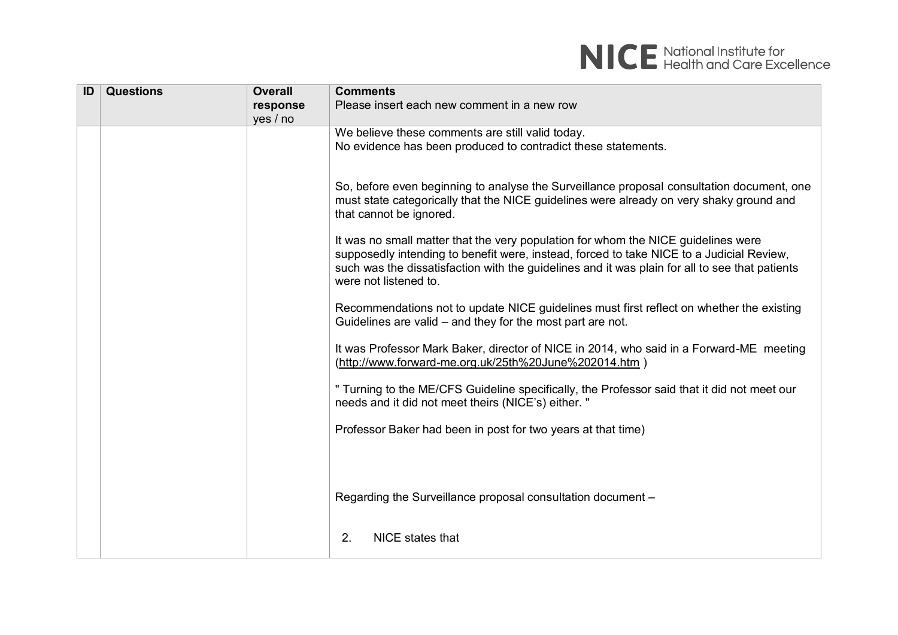| ID | Questions | Overall response yes / no | Comments<br>Please insert each new comment in a new row |
|---|---|---|---|
| | | | We believe these comments are still valid today.<br>No evidence has been produced to contradict these statements.<br><br>So, before even beginning to analyse the Surveillance proposal consultation document, one must state categorically that the NICE guidelines were already on very shaky ground and that cannot be ignored.<br><br>It was no small matter that the very population for whom the NICE guidelines were supposedly intending to benefit were, instead, forced to take NICE to a Judicial Review, such was the dissatisfaction with the guidelines and it was plain for all to see that patients were not listened to.<br><br>Recommendations not to update NICE guidelines must first reflect on whether the existing Guidelines are valid – and they for the most part are not.<br><br>It was Professor Mark Baker, director of NICE in 2014, who said in a Forward-ME meeting (http://www.forward-me.org.uk/25th%20June%202014.htm )<br><br>" Turning to the ME/CFS Guideline specifically, the Professor said that it did not meet our needs and it did not meet theirs (NICE's) either. "<br><br>Professor Baker had been in post for two years at that time)<br><br>Regarding the Surveillance proposal consultation document –<br><br>2. NICE states that |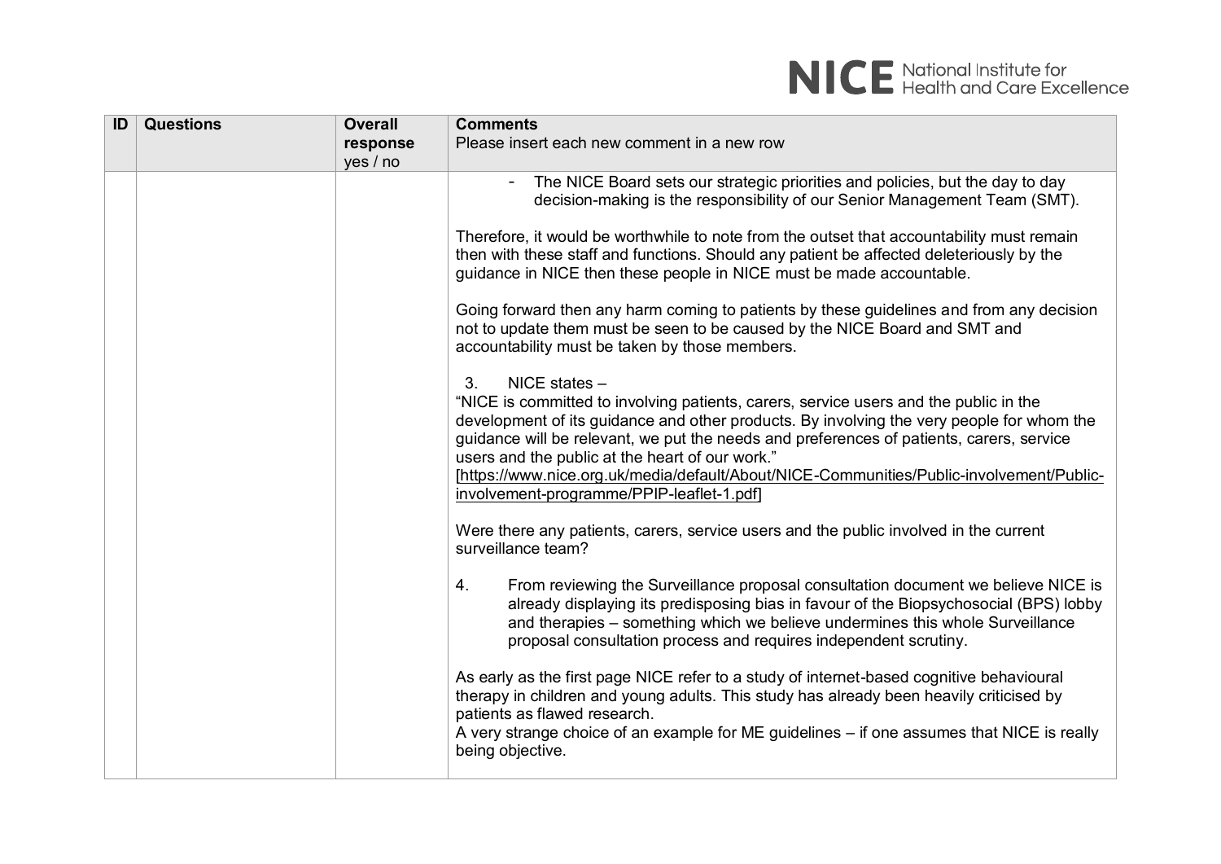| ID | Questions | Overall response yes / no | Comments Please insert each new comment in a new row |
|---|---|---|---|
| | | | - The NICE Board sets our strategic priorities and policies, but the day to day decision-making is the responsibility of our Senior Management Team (SMT).<br><br>Therefore, it would be worthwhile to note from the outset that accountability must remain then with these staff and functions. Should any patient be affected deleteriously by the guidance in NICE then these people in NICE must be made accountable.<br><br>Going forward then any harm coming to patients by these guidelines and from any decision not to update them must be seen to be caused by the NICE Board and SMT and accountability must be taken by those members.<br><br>3. NICE states –<br>"NICE is committed to involving patients, carers, service users and the public in the development of its guidance and other products. By involving the very people for whom the guidance will be relevant, we put the needs and preferences of patients, carers, service users and the public at the heart of our work."<br>[https://www.nice.org.uk/media/default/About/NICE-Communities/Public-involvement/Public-involvement-programme/PPIP-leaflet-1.pdf]<br><br>Were there any patients, carers, service users and the public involved in the current surveillance team?<br><br>4. From reviewing the Surveillance proposal consultation document we believe NICE is already displaying its predisposing bias in favour of the Biopsychosocial (BPS) lobby and therapies – something which we believe undermines this whole Surveillance proposal consultation process and requires independent scrutiny.<br><br>As early as the first page NICE refer to a study of internet-based cognitive behavioural therapy in children and young adults. This study has already been heavily criticised by patients as flawed research.<br>A very strange choice of an example for ME guidelines – if one assumes that NICE is really being objective. |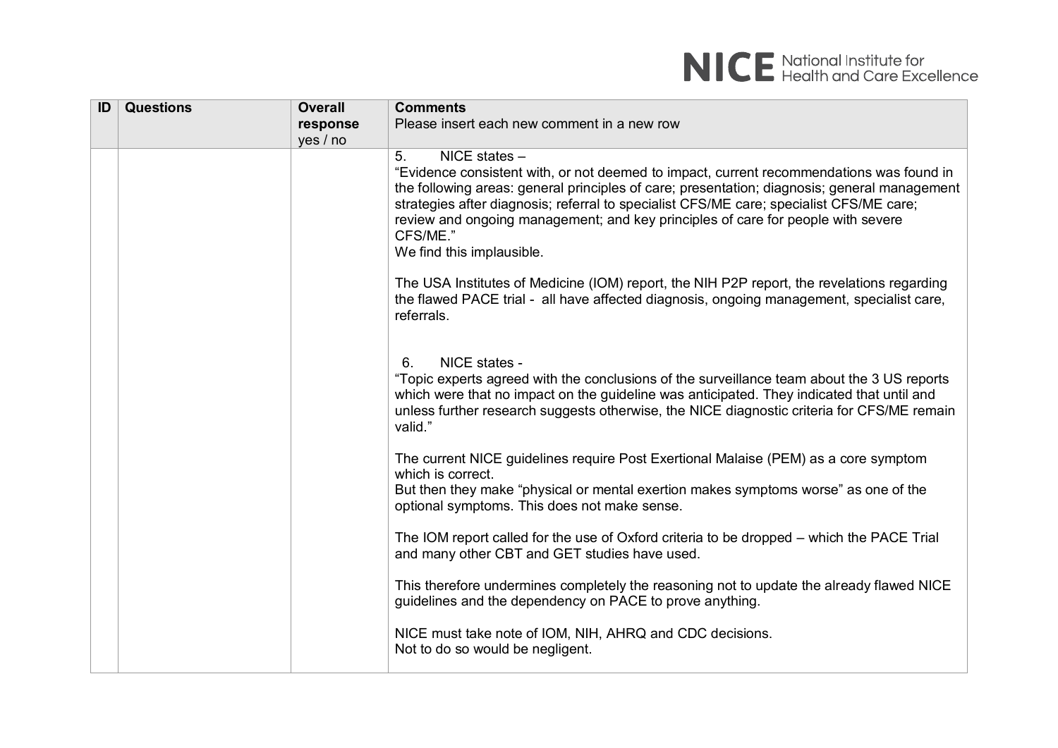| ID | Questions | Overall response yes / no | Comments<br>Please insert each new comment in a new row |
|---|---|---|---|
| | | | 5. NICE states –<br>"Evidence consistent with, or not deemed to impact, current recommendations was found in the following areas: general principles of care; presentation; diagnosis; general management strategies after diagnosis; referral to specialist CFS/ME care; specialist CFS/ME care; review and ongoing management; and key principles of care for people with severe CFS/ME."<br>We find this implausible.<br><br>The USA Institutes of Medicine (IOM) report, the NIH P2P report, the revelations regarding the flawed PACE trial - all have affected diagnosis, ongoing management, specialist care, referrals.<br><br>6. NICE states -<br>"Topic experts agreed with the conclusions of the surveillance team about the 3 US reports which were that no impact on the guideline was anticipated. They indicated that until and unless further research suggests otherwise, the NICE diagnostic criteria for CFS/ME remain valid."<br><br>The current NICE guidelines require Post Exertional Malaise (PEM) as a core symptom which is correct.<br>But then they make "physical or mental exertion makes symptoms worse" as one of the optional symptoms. This does not make sense.<br><br>The IOM report called for the use of Oxford criteria to be dropped – which the PACE Trial and many other CBT and GET studies have used.<br><br>This therefore undermines completely the reasoning not to update the already flawed NICE guidelines and the dependency on PACE to prove anything.<br><br>NICE must take note of IOM, NIH, AHRQ and CDC decisions.<br>Not to do so would be negligent. |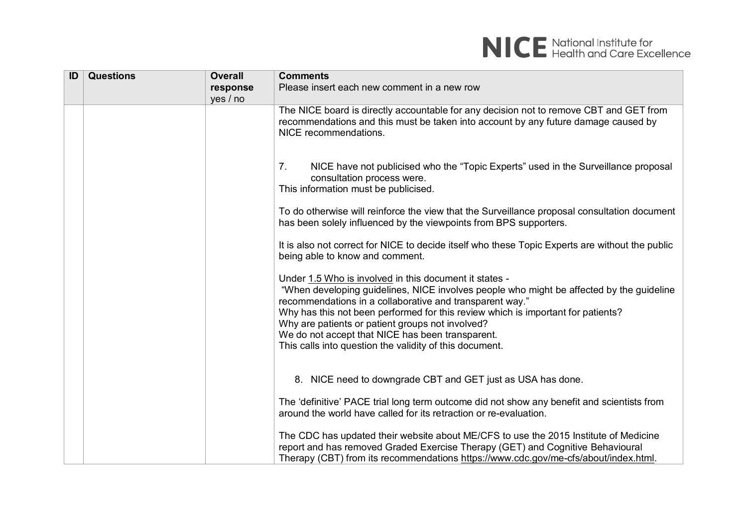| ID | Questions | Overall response yes / no | Comments<br>Please insert each new comment in a new row |
|---|---|---|---|
| | | | The NICE board is directly accountable for any decision not to remove CBT and GET from recommendations and this must be taken into account by any future damage caused by NICE recommendations.<br><br>7. NICE have not publicised who the "Topic Experts" used in the Surveillance proposal consultation process were.<br>This information must be publicised.<br><br>To do otherwise will reinforce the view that the Surveillance proposal consultation document has been solely influenced by the viewpoints from BPS supporters.<br><br>It is also not correct for NICE to decide itself who these Topic Experts are without the public being able to know and comment.<br><br>Under 1.5 Who is involved in this document it states -<br>"When developing guidelines, NICE involves people who might be affected by the guideline recommendations in a collaborative and transparent way."<br>Why has this not been performed for this review which is important for patients?<br>Why are patients or patient groups not involved?<br>We do not accept that NICE has been transparent.<br>This calls into question the validity of this document.<br><br>8. NICE need to downgrade CBT and GET just as USA has done.<br><br>The 'definitive' PACE trial long term outcome did not show any benefit and scientists from around the world have called for its retraction or re-evaluation.<br><br>The CDC has updated their website about ME/CFS to use the 2015 Institute of Medicine report and has removed Graded Exercise Therapy (GET) and Cognitive Behavioural Therapy (CBT) from its recommendations https://www.cdc.gov/me-cfs/about/index.html. |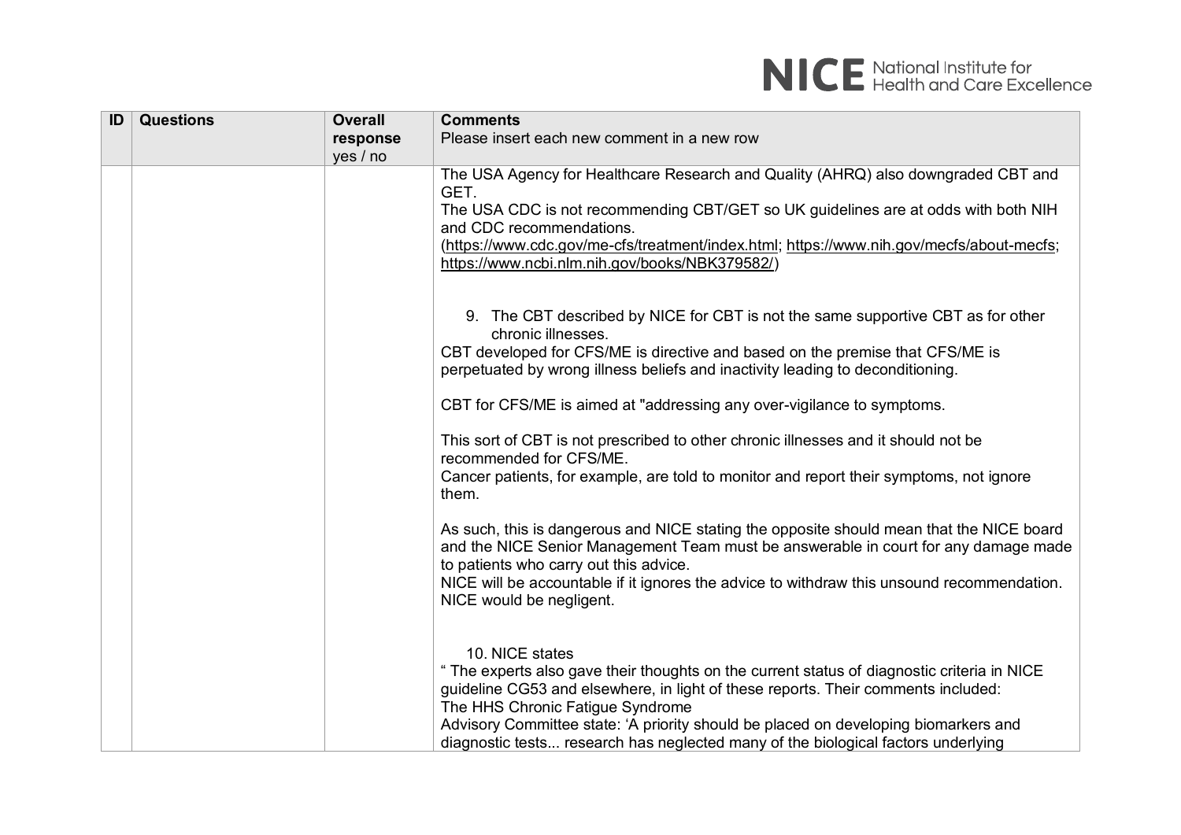| ID | Questions | Overall response yes / no | Comments<br>Please insert each new comment in a new row |
|---|---|---|---|
| | | | The USA Agency for Healthcare Research and Quality (AHRQ) also downgraded CBT and GET.<br>The USA CDC is not recommending CBT/GET so UK guidelines are at odds with both NIH and CDC recommendations.<br>(https://www.cdc.gov/me-cfs/treatment/index.html; https://www.nih.gov/mecfs/about-mecfs; https://www.ncbi.nlm.nih.gov/books/NBK379582/)<br><br>9. The CBT described by NICE for CBT is not the same supportive CBT as for other chronic illnesses.<br>CBT developed for CFS/ME is directive and based on the premise that CFS/ME is perpetuated by wrong illness beliefs and inactivity leading to deconditioning.<br><br>CBT for CFS/ME is aimed at "addressing any over-vigilance to symptoms.<br><br>This sort of CBT is not prescribed to other chronic illnesses and it should not be recommended for CFS/ME.<br>Cancer patients, for example, are told to monitor and report their symptoms, not ignore them.<br><br>As such, this is dangerous and NICE stating the opposite should mean that the NICE board and the NICE Senior Management Team must be answerable in court for any damage made to patients who carry out this advice.<br>NICE will be accountable if it ignores the advice to withdraw this unsound recommendation.<br>NICE would be negligent.<br><br>10. NICE states<br>" The experts also gave their thoughts on the current status of diagnostic criteria in NICE guideline CG53 and elsewhere, in light of these reports. Their comments included:<br>The HHS Chronic Fatigue Syndrome<br>Advisory Committee state: 'A priority should be placed on developing biomarkers and diagnostic tests... research has neglected many of the biological factors underlying |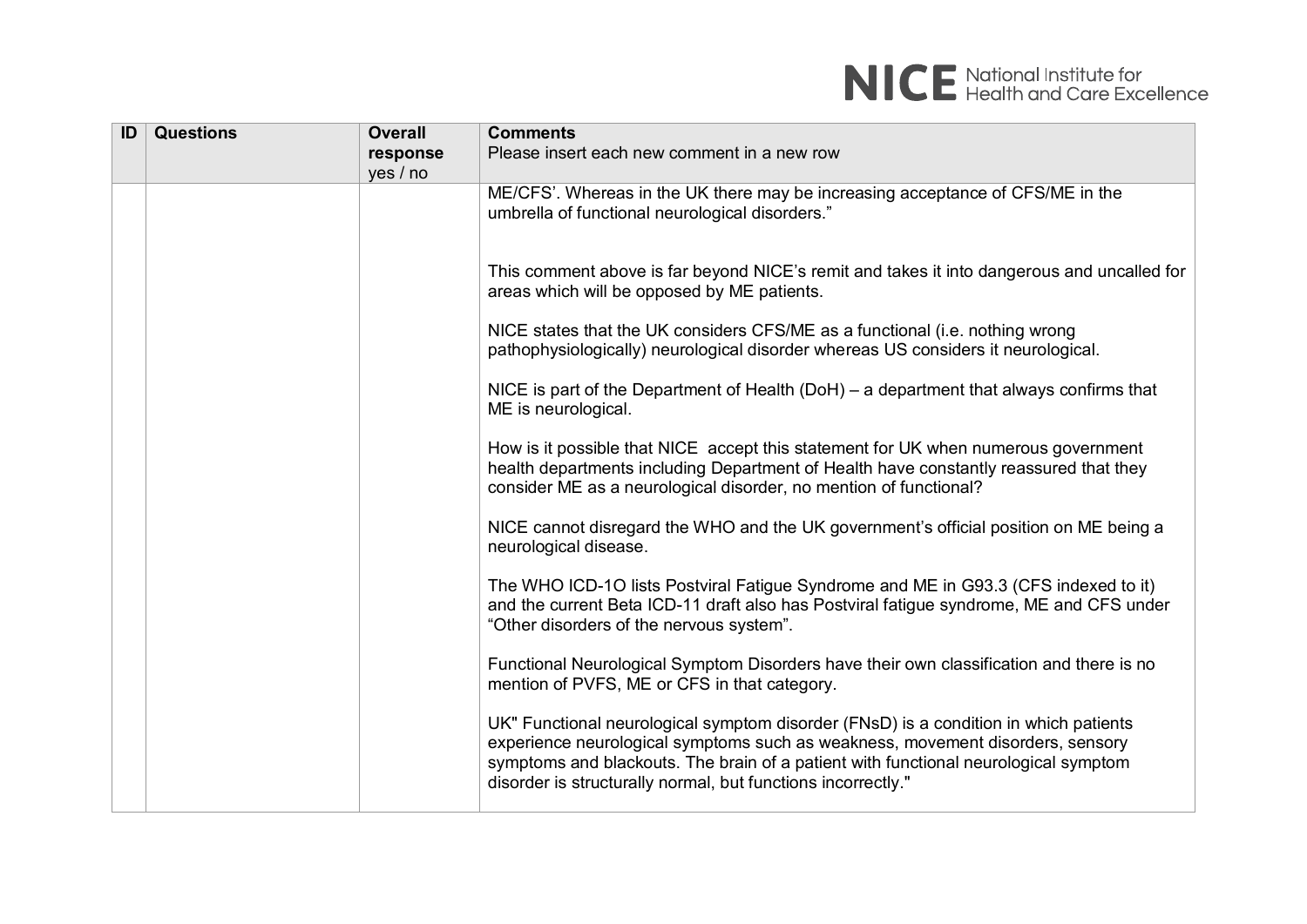| ID | Questions | Overall response yes / no | Comments<br>Please insert each new comment in a new row |
|---|---|---|---|
| | | | ME/CFS'. Whereas in the UK there may be increasing acceptance of CFS/ME in the umbrella of functional neurological disorders."<br><br>This comment above is far beyond NICE's remit and takes it into dangerous and uncalled for areas which will be opposed by ME patients.<br><br>NICE states that the UK considers CFS/ME as a functional (i.e. nothing wrong pathophysiologically) neurological disorder whereas US considers it neurological.<br><br>NICE is part of the Department of Health (DoH) – a department that always confirms that ME is neurological.<br><br>How is it possible that NICE accept this statement for UK when numerous government health departments including Department of Health have constantly reassured that they consider ME as a neurological disorder, no mention of functional?<br><br>NICE cannot disregard the WHO and the UK government's official position on ME being a neurological disease.<br><br>The WHO ICD-1O lists Postviral Fatigue Syndrome and ME in G93.3 (CFS indexed to it) and the current Beta ICD-11 draft also has Postviral fatigue syndrome, ME and CFS under "Other disorders of the nervous system".<br><br>Functional Neurological Symptom Disorders have their own classification and there is no mention of PVFS, ME or CFS in that category.<br><br>UK" Functional neurological symptom disorder (FNsD) is a condition in which patients experience neurological symptoms such as weakness, movement disorders, sensory symptoms and blackouts. The brain of a patient with functional neurological symptom disorder is structurally normal, but functions incorrectly." |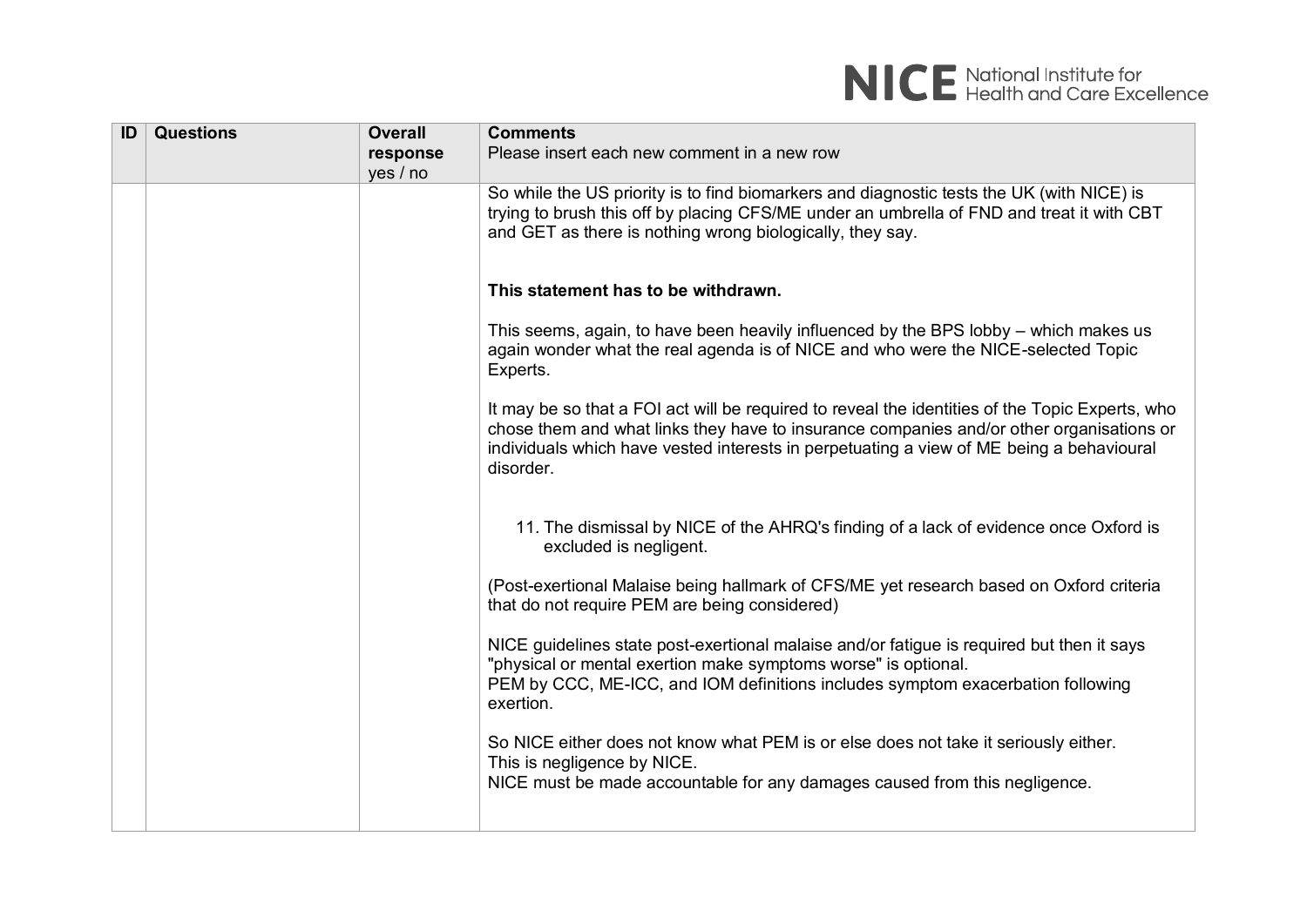| ID | Questions | Overall response yes / no | Comments Please insert each new comment in a new row |
|---|---|---|---|
| | | | So while the US priority is to find biomarkers and diagnostic tests the UK (with NICE) is trying to brush this off by placing CFS/ME under an umbrella of FND and treat it with CBT and GET as there is nothing wrong biologically, they say.<br><br>**This statement has to be withdrawn.**<br><br>This seems, again, to have been heavily influenced by the BPS lobby – which makes us again wonder what the real agenda is of NICE and who were the NICE-selected Topic Experts.<br><br>It may be so that a FOI act will be required to reveal the identities of the Topic Experts, who chose them and what links they have to insurance companies and/or other organisations or individuals which have vested interests in perpetuating a view of ME being a behavioural disorder.<br><br>11. The dismissal by NICE of the AHRQ's finding of a lack of evidence once Oxford is excluded is negligent.<br><br>(Post-exertional Malaise being hallmark of CFS/ME yet research based on Oxford criteria that do not require PEM are being considered)<br><br>NICE guidelines state post-exertional malaise and/or fatigue is required but then it says "physical or mental exertion make symptoms worse" is optional.<br>PEM by CCC, ME-ICC, and IOM definitions includes symptom exacerbation following exertion.<br><br>So NICE either does not know what PEM is or else does not take it seriously either.<br>This is negligence by NICE.<br>NICE must be made accountable for any damages caused from this negligence. |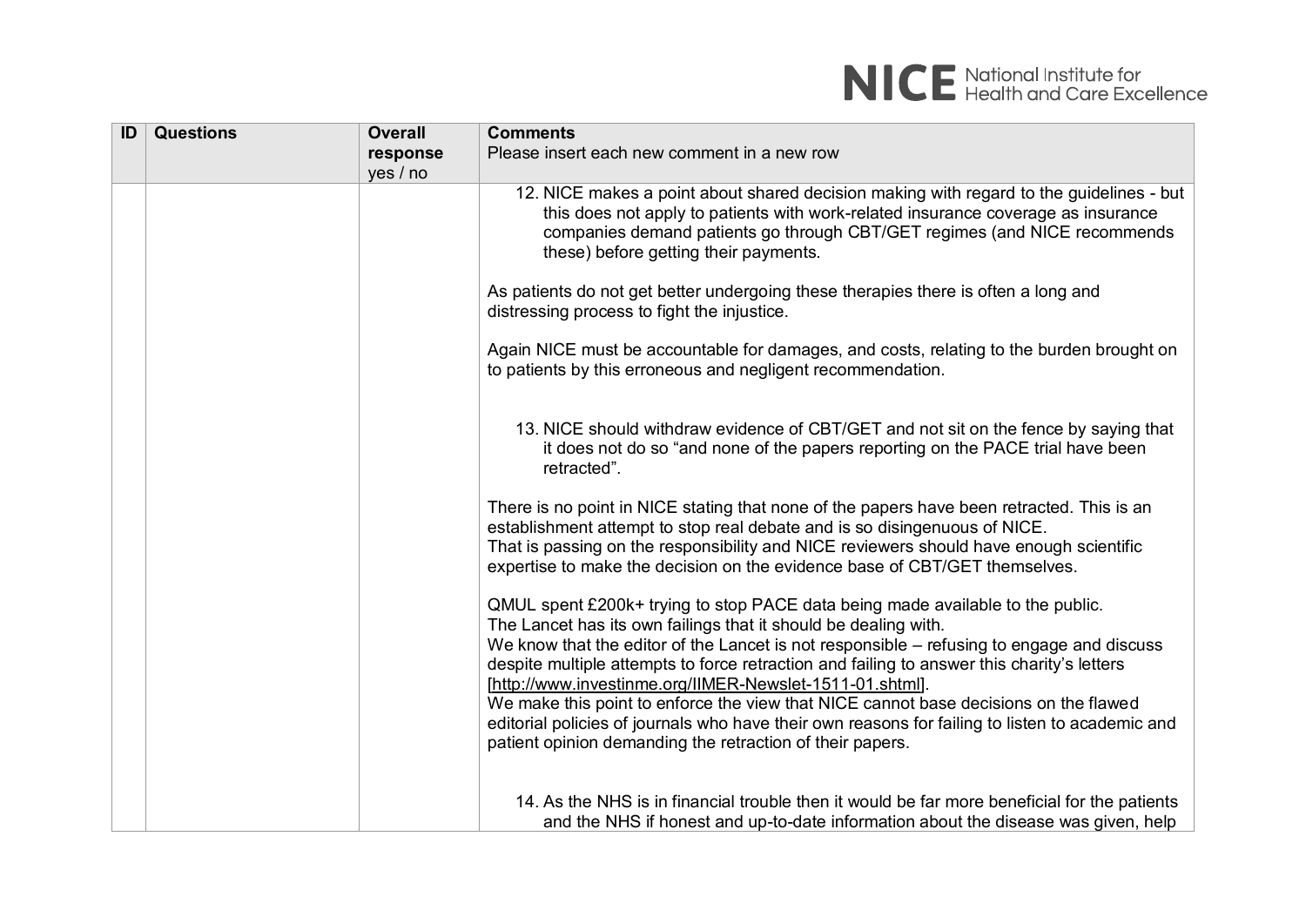| ID | Questions | Overall response yes / no | Comments<br>Please insert each new comment in a new row |
|---|---|---|---|
| | | | 12. NICE makes a point about shared decision making with regard to the guidelines - but this does not apply to patients with work-related insurance coverage as insurance companies demand patients go through CBT/GET regimes (and NICE recommends these) before getting their payments.<br><br>As patients do not get better undergoing these therapies there is often a long and distressing process to fight the injustice.<br><br>Again NICE must be accountable for damages, and costs, relating to the burden brought on to patients by this erroneous and negligent recommendation.<br><br>13. NICE should withdraw evidence of CBT/GET and not sit on the fence by saying that it does not do so "and none of the papers reporting on the PACE trial have been retracted".<br><br>There is no point in NICE stating that none of the papers have been retracted. This is an establishment attempt to stop real debate and is so disingenuous of NICE.<br>That is passing on the responsibility and NICE reviewers should have enough scientific expertise to make the decision on the evidence base of CBT/GET themselves.<br><br>QMUL spent £200k+ trying to stop PACE data being made available to the public.<br>The Lancet has its own failings that it should be dealing with.<br>We know that the editor of the Lancet is not responsible – refusing to engage and discuss despite multiple attempts to force retraction and failing to answer this charity's letters [http://www.investinme.org/IIMER-Newslet-1511-01.shtml].<br>We make this point to enforce the view that NICE cannot base decisions on the flawed editorial policies of journals who have their own reasons for failing to listen to academic and patient opinion demanding the retraction of their papers.<br><br>14. As the NHS is in financial trouble then it would be far more beneficial for the patients and the NHS if honest and up-to-date information about the disease was given, help |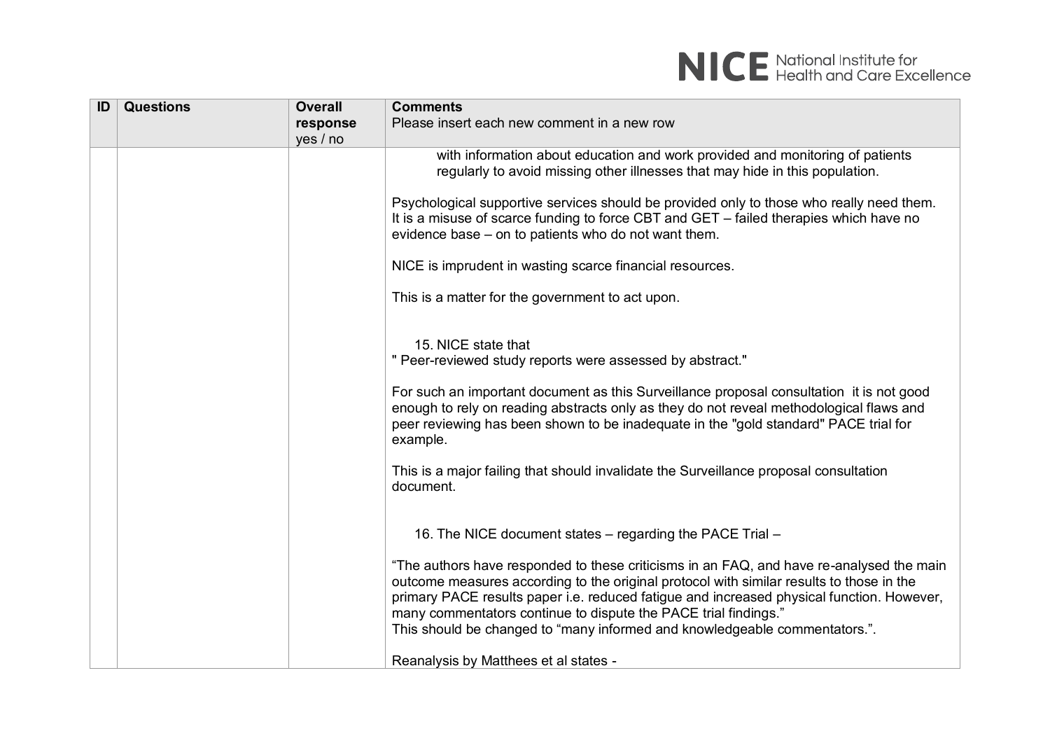| ID | Questions | Overall response yes / no | Comments<br>Please insert each new comment in a new row |
|---|---|---|---|
| | | | with information about education and work provided and monitoring of patients regularly to avoid missing other illnesses that may hide in this population.<br><br>Psychological supportive services should be provided only to those who really need them. It is a misuse of scarce funding to force CBT and GET – failed therapies which have no evidence base – on to patients who do not want them.<br><br>NICE is imprudent in wasting scarce financial resources.<br><br>This is a matter for the government to act upon.<br><br>15. NICE state that<br>" Peer-reviewed study reports were assessed by abstract."<br><br>For such an important document as this Surveillance proposal consultation it is not good enough to rely on reading abstracts only as they do not reveal methodological flaws and peer reviewing has been shown to be inadequate in the "gold standard" PACE trial for example.<br><br>This is a major failing that should invalidate the Surveillance proposal consultation document.<br><br>16. The NICE document states – regarding the PACE Trial –<br><br>"The authors have responded to these criticisms in an FAQ, and have re-analysed the main outcome measures according to the original protocol with similar results to those in the primary PACE results paper i.e. reduced fatigue and increased physical function. However, many commentators continue to dispute the PACE trial findings."<br>This should be changed to "many informed and knowledgeable commentators.".<br><br>Reanalysis by Matthees et al states - |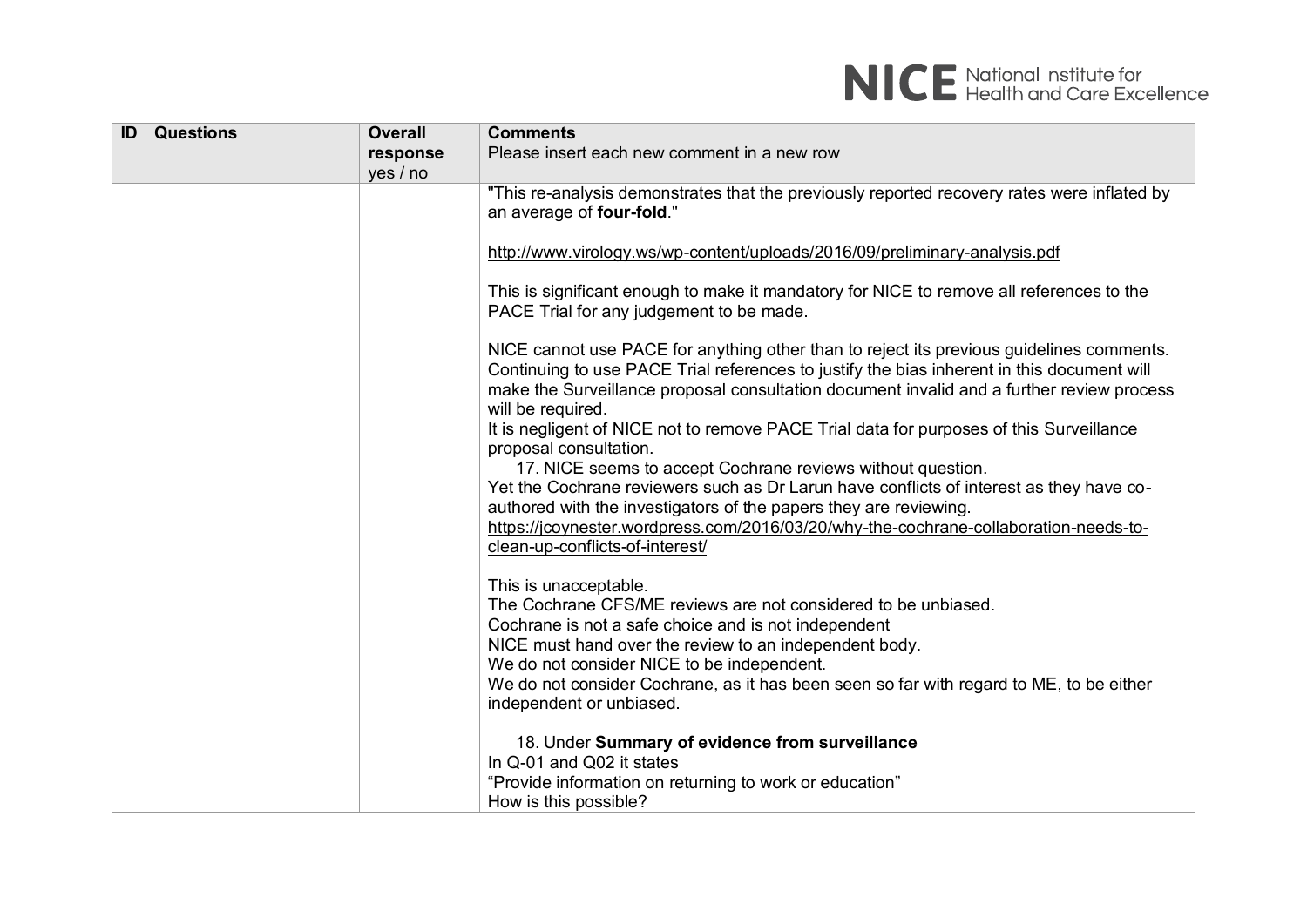| ID | Questions | Overall response yes / no | Comments Please insert each new comment in a new row |
|---|---|---|---|
| | | | "This re-analysis demonstrates that the previously reported recovery rates were inflated by an average of **four-fold**."<br><br>http://www.virology.ws/wp-content/uploads/2016/09/preliminary-analysis.pdf<br><br>This is significant enough to make it mandatory for NICE to remove all references to the PACE Trial for any judgement to be made.<br><br>NICE cannot use PACE for anything other than to reject its previous guidelines comments. Continuing to use PACE Trial references to justify the bias inherent in this document will make the Surveillance proposal consultation document invalid and a further review process will be required.<br>It is negligent of NICE not to remove PACE Trial data for purposes of this Surveillance proposal consultation.<br>17. NICE seems to accept Cochrane reviews without question.<br>Yet the Cochrane reviewers such as Dr Larun have conflicts of interest as they have co-authored with the investigators of the papers they are reviewing.<br>https://jcoynester.wordpress.com/2016/03/20/why-the-cochrane-collaboration-needs-to-clean-up-conflicts-of-interest/<br><br>This is unacceptable.<br>The Cochrane CFS/ME reviews are not considered to be unbiased.<br>Cochrane is not a safe choice and is not independent<br>NICE must hand over the review to an independent body.<br>We do not consider NICE to be independent.<br>We do not consider Cochrane, as it has been seen so far with regard to ME, to be either independent or unbiased.<br><br>18. Under **Summary of evidence from surveillance**<br>In Q-01 and Q02 it states<br>"Provide information on returning to work or education"<br>How is this possible? |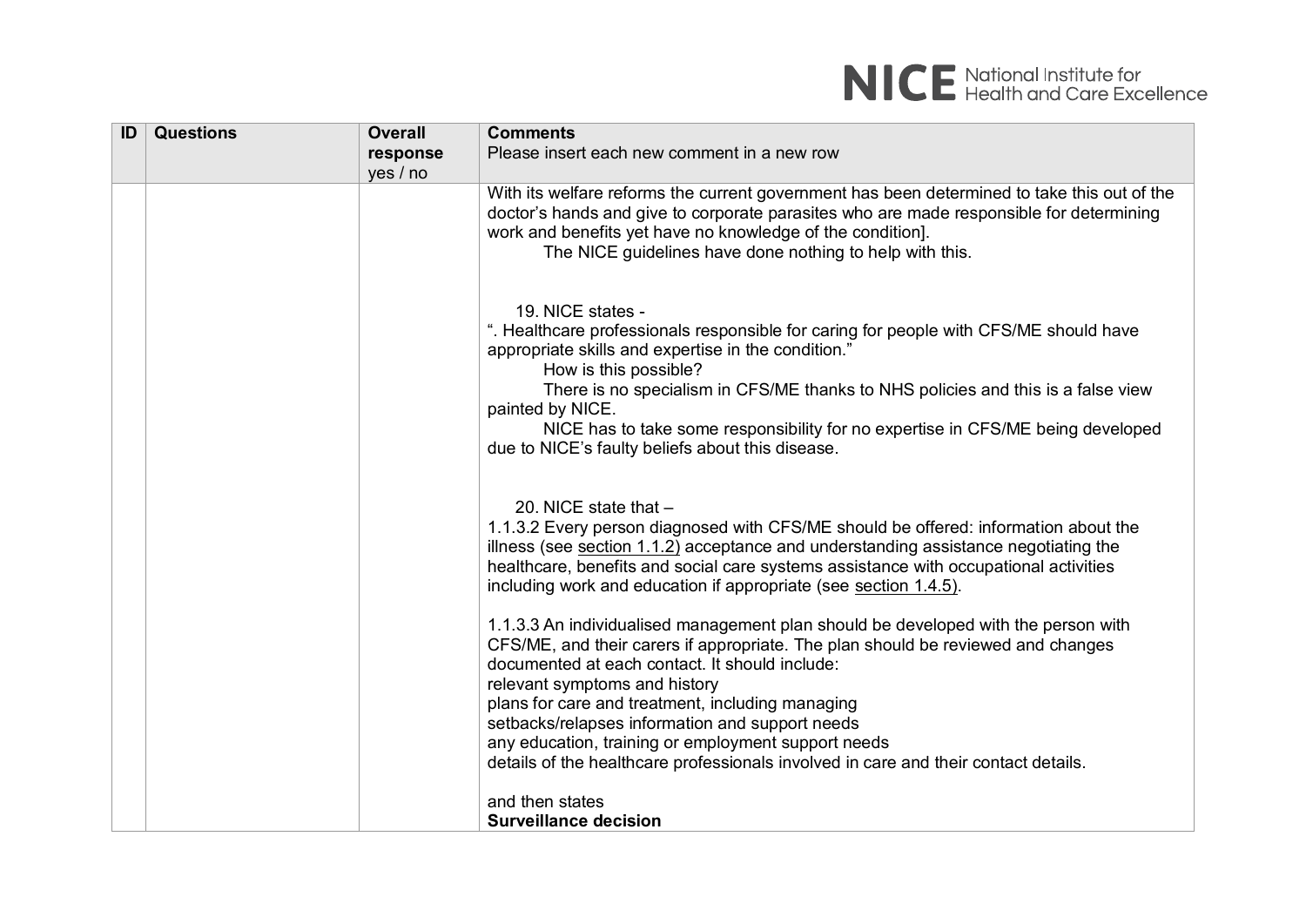| ID | Questions | Overall response yes / no | Comments<br>Please insert each new comment in a new row |
|---|---|---|---|
| | | | With its welfare reforms the current government has been determined to take this out of the doctor's hands and give to corporate parasites who are made responsible for determining work and benefits yet have no knowledge of the condition].<br>The NICE guidelines have done nothing to help with this.<br><br>19. NICE states -<br>". Healthcare professionals responsible for caring for people with CFS/ME should have appropriate skills and expertise in the condition."<br>How is this possible?<br>There is no specialism in CFS/ME thanks to NHS policies and this is a false view painted by NICE.<br>NICE has to take some responsibility for no expertise in CFS/ME being developed due to NICE's faulty beliefs about this disease.<br><br>20. NICE state that –<br>1.1.3.2 Every person diagnosed with CFS/ME should be offered: information about the illness (see section 1.1.2) acceptance and understanding assistance negotiating the healthcare, benefits and social care systems assistance with occupational activities including work and education if appropriate (see section 1.4.5).<br><br>1.1.3.3 An individualised management plan should be developed with the person with CFS/ME, and their carers if appropriate. The plan should be reviewed and changes documented at each contact. It should include:<br>relevant symptoms and history<br>plans for care and treatment, including managing<br>setbacks/relapses information and support needs<br>any education, training or employment support needs<br>details of the healthcare professionals involved in care and their contact details.<br><br>and then states<br>**Surveillance decision** |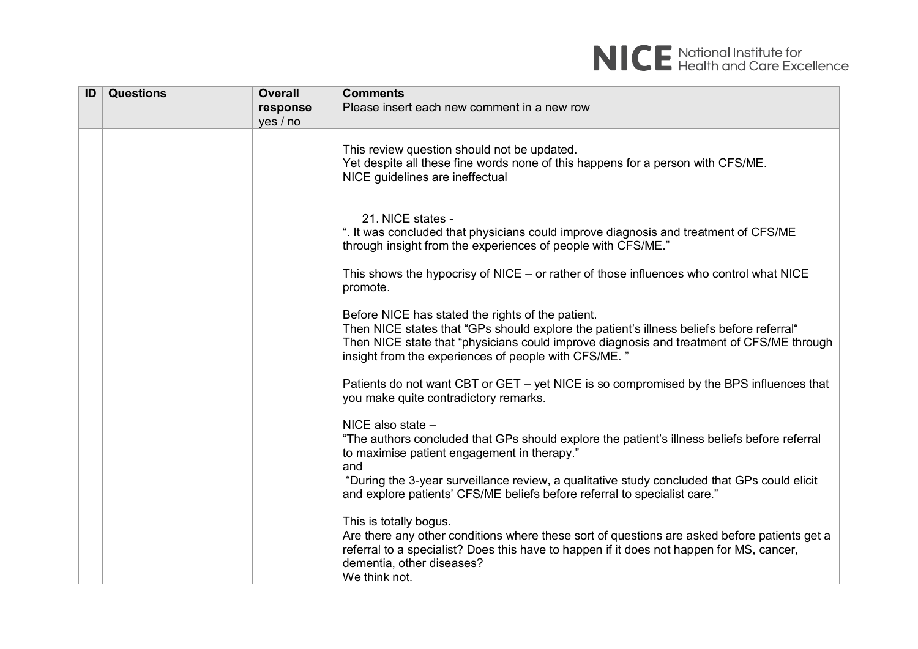| ID | Questions | Overall response yes / no | Comments<br>Please insert each new comment in a new row |
|---|---|---|---|
| | | | This review question should not be updated.<br>Yet despite all these fine words none of this happens for a person with CFS/ME.<br>NICE guidelines are ineffectual<br><br>21. NICE states -<br>". It was concluded that physicians could improve diagnosis and treatment of CFS/ME through insight from the experiences of people with CFS/ME."<br><br>This shows the hypocrisy of NICE – or rather of those influences who control what NICE promote.<br><br>Before NICE has stated the rights of the patient.<br>Then NICE states that "GPs should explore the patient's illness beliefs before referral"<br>Then NICE state that "physicians could improve diagnosis and treatment of CFS/ME through insight from the experiences of people with CFS/ME. "<br><br>Patients do not want CBT or GET – yet NICE is so compromised by the BPS influences that you make quite contradictory remarks.<br><br>NICE also state –<br>"The authors concluded that GPs should explore the patient's illness beliefs before referral to maximise patient engagement in therapy."<br>and<br>"During the 3-year surveillance review, a qualitative study concluded that GPs could elicit and explore patients' CFS/ME beliefs before referral to specialist care."<br><br>This is totally bogus.<br>Are there any other conditions where these sort of questions are asked before patients get a referral to a specialist? Does this have to happen if it does not happen for MS, cancer, dementia, other diseases?<br>We think not. |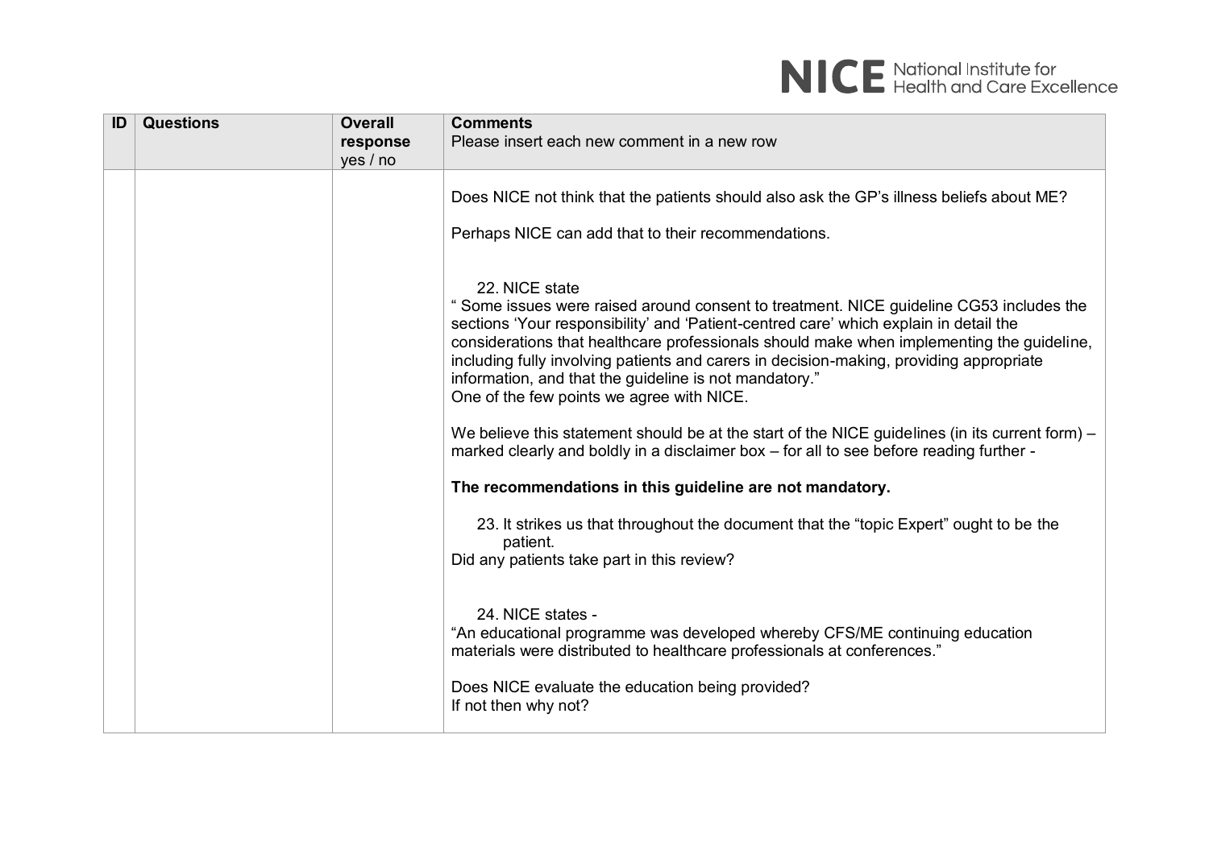| ID | Questions | Overall response yes / no | Comments<br>Please insert each new comment in a new row |
|---|---|---|---|
| | | | Does NICE not think that the patients should also ask the GP's illness beliefs about ME?<br><br>Perhaps NICE can add that to their recommendations.<br><br>22. NICE state<br>" Some issues were raised around consent to treatment. NICE guideline CG53 includes the sections 'Your responsibility' and 'Patient-centred care' which explain in detail the considerations that healthcare professionals should make when implementing the guideline, including fully involving patients and carers in decision-making, providing appropriate information, and that the guideline is not mandatory."<br>One of the few points we agree with NICE.<br><br>We believe this statement should be at the start of the NICE guidelines (in its current form) – marked clearly and boldly in a disclaimer box – for all to see before reading further -<br><br>**The recommendations in this guideline are not mandatory.**<br><br>23. It strikes us that throughout the document that the "topic Expert" ought to be the patient.<br>Did any patients take part in this review?<br><br>24. NICE states -<br>"An educational programme was developed whereby CFS/ME continuing education materials were distributed to healthcare professionals at conferences."<br><br>Does NICE evaluate the education being provided?<br>If not then why not? |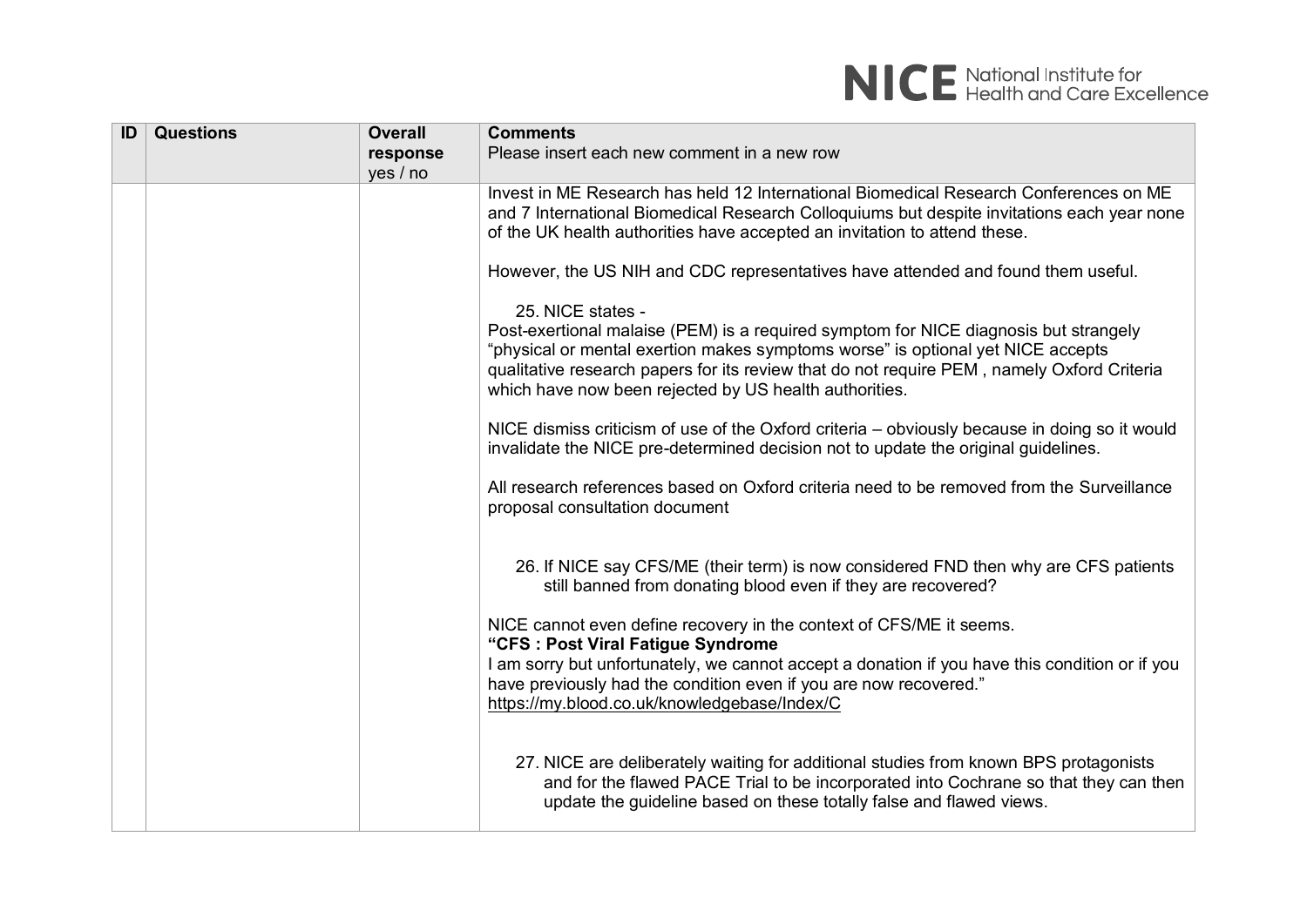| ID | Questions | Overall response yes / no | Comments<br>Please insert each new comment in a new row |
|---|---|---|---|
| | | | Invest in ME Research has held 12 International Biomedical Research Conferences on ME and 7 International Biomedical Research Colloquiums but despite invitations each year none of the UK health authorities have accepted an invitation to attend these.<br><br>However, the US NIH and CDC representatives have attended and found them useful.<br><br>25. NICE states -<br>Post-exertional malaise (PEM) is a required symptom for NICE diagnosis but strangely "physical or mental exertion makes symptoms worse" is optional yet NICE accepts qualitative research papers for its review that do not require PEM , namely Oxford Criteria which have now been rejected by US health authorities.<br><br>NICE dismiss criticism of use of the Oxford criteria – obviously because in doing so it would invalidate the NICE pre-determined decision not to update the original guidelines.<br><br>All research references based on Oxford criteria need to be removed from the Surveillance proposal consultation document<br><br>26. If NICE say CFS/ME (their term) is now considered FND then why are CFS patients still banned from donating blood even if they are recovered?<br><br>NICE cannot even define recovery in the context of CFS/ME it seems.<br>**"CFS : Post Viral Fatigue Syndrome**<br>I am sorry but unfortunately, we cannot accept a donation if you have this condition or if you have previously had the condition even if you are now recovered."<br>https://my.blood.co.uk/knowledgebase/Index/C<br><br>27. NICE are deliberately waiting for additional studies from known BPS protagonists and for the flawed PACE Trial to be incorporated into Cochrane so that they can then update the guideline based on these totally false and flawed views. |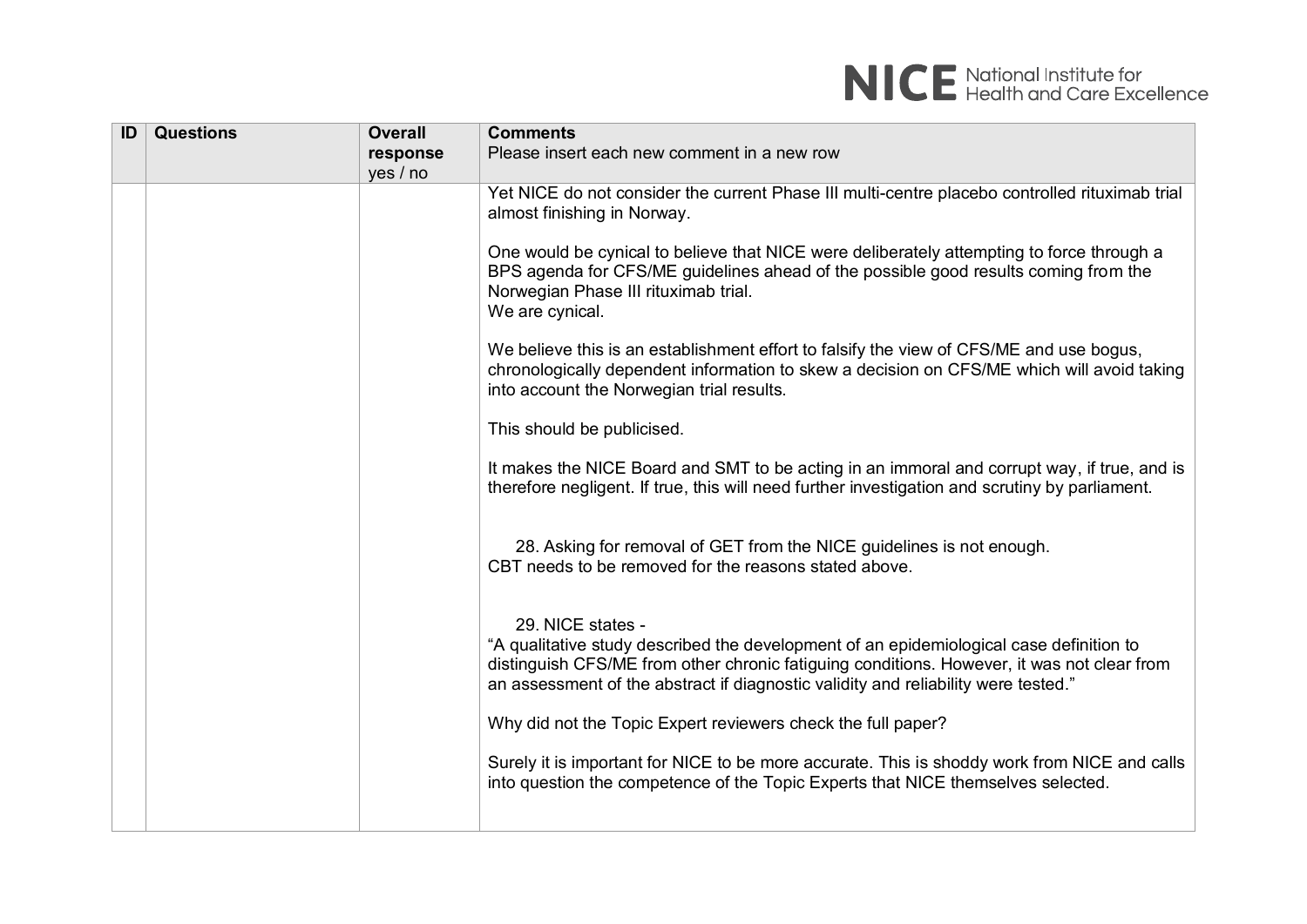| ID | Questions | Overall response yes / no | Comments<br>Please insert each new comment in a new row |
|---|---|---|---|
| | | | Yet NICE do not consider the current Phase III multi-centre placebo controlled rituximab trial almost finishing in Norway.<br><br>One would be cynical to believe that NICE were deliberately attempting to force through a BPS agenda for CFS/ME guidelines ahead of the possible good results coming from the Norwegian Phase III rituximab trial.<br>We are cynical.<br><br>We believe this is an establishment effort to falsify the view of CFS/ME and use bogus, chronologically dependent information to skew a decision on CFS/ME which will avoid taking into account the Norwegian trial results.<br><br>This should be publicised.<br><br>It makes the NICE Board and SMT to be acting in an immoral and corrupt way, if true, and is therefore negligent. If true, this will need further investigation and scrutiny by parliament.<br><br>28. Asking for removal of GET from the NICE guidelines is not enough.<br>CBT needs to be removed for the reasons stated above.<br><br>29. NICE states -<br>"A qualitative study described the development of an epidemiological case definition to distinguish CFS/ME from other chronic fatiguing conditions. However, it was not clear from an assessment of the abstract if diagnostic validity and reliability were tested."<br><br>Why did not the Topic Expert reviewers check the full paper?<br><br>Surely it is important for NICE to be more accurate. This is shoddy work from NICE and calls into question the competence of the Topic Experts that NICE themselves selected. |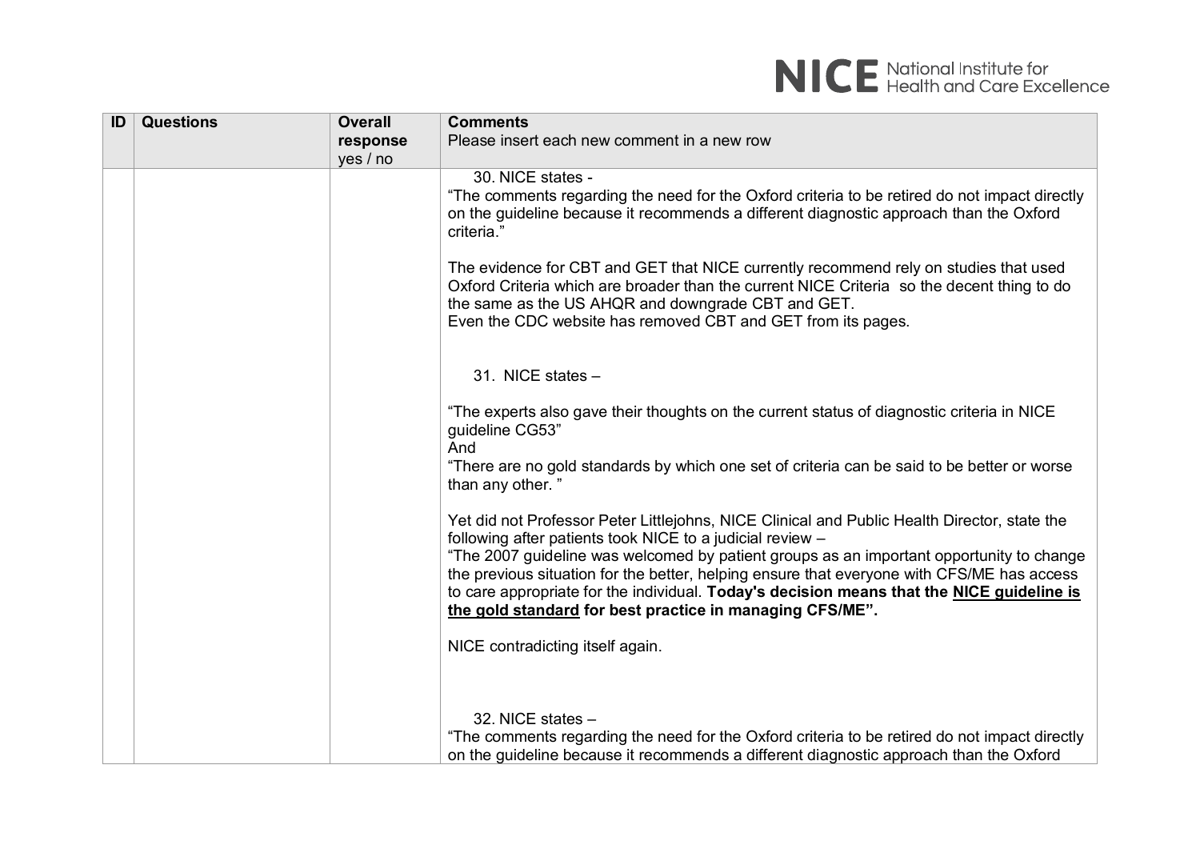| ID | Questions | Overall response yes / no | Comments Please insert each new comment in a new row |
|---|---|---|---|
| | | | 30. NICE states - "The comments regarding the need for the Oxford criteria to be retired do not impact directly on the guideline because it recommends a different diagnostic approach than the Oxford criteria." <br><br> The evidence for CBT and GET that NICE currently recommend rely on studies that used Oxford Criteria which are broader than the current NICE Criteria so the decent thing to do the same as the US AHQR and downgrade CBT and GET. <br> Even the CDC website has removed CBT and GET from its pages. <br><br> 31. NICE states – <br><br> "The experts also gave their thoughts on the current status of diagnostic criteria in NICE guideline CG53" <br> And <br> "There are no gold standards by which one set of criteria can be said to be better or worse than any other. " <br><br> Yet did not Professor Peter Littlejohns, NICE Clinical and Public Health Director, state the following after patients took NICE to a judicial review – <br> "The 2007 guideline was welcomed by patient groups as an important opportunity to change the previous situation for the better, helping ensure that everyone with CFS/ME has access to care appropriate for the individual. **Today's decision means that the <u>NICE guideline is the gold standard</u> for best practice in managing CFS/ME".** <br><br> NICE contradicting itself again. <br><br> 32. NICE states – <br> "The comments regarding the need for the Oxford criteria to be retired do not impact directly on the guideline because it recommends a different diagnostic approach than the Oxford |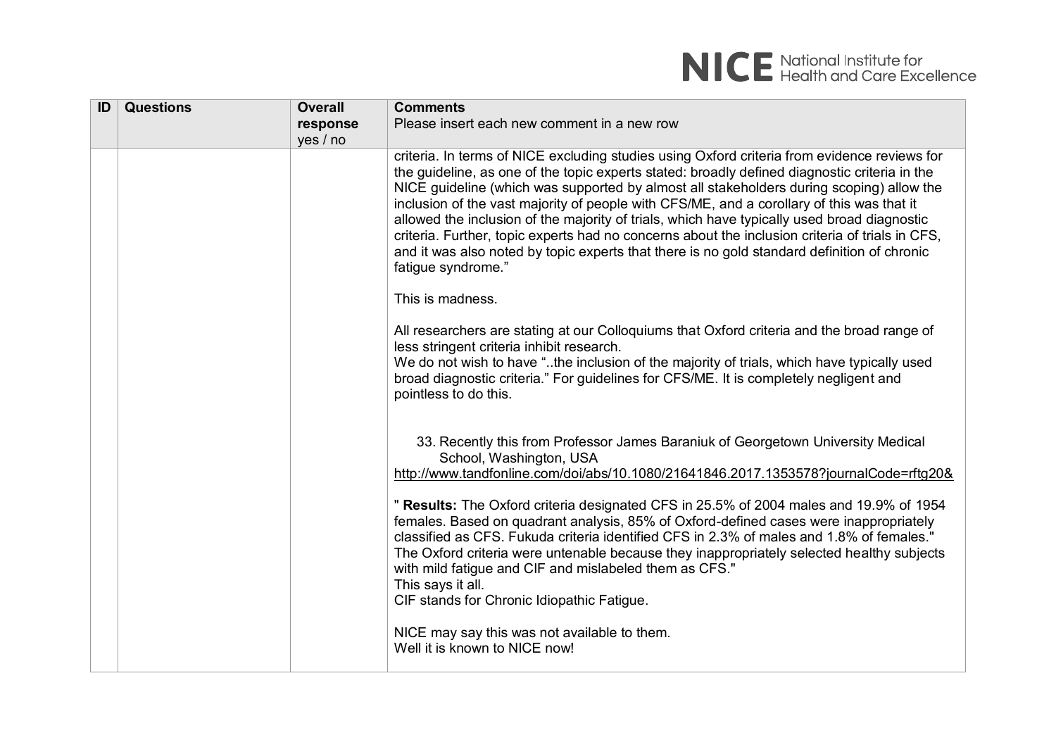| ID | Questions | Overall response yes / no | Comments<br>Please insert each new comment in a new row |
|---|---|---|---|
| | | | criteria. In terms of NICE excluding studies using Oxford criteria from evidence reviews for the guideline, as one of the topic experts stated: broadly defined diagnostic criteria in the NICE guideline (which was supported by almost all stakeholders during scoping) allow the inclusion of the vast majority of people with CFS/ME, and a corollary of this was that it allowed the inclusion of the majority of trials, which have typically used broad diagnostic criteria. Further, topic experts had no concerns about the inclusion criteria of trials in CFS, and it was also noted by topic experts that there is no gold standard definition of chronic fatigue syndrome."<br><br>This is madness.<br><br>All researchers are stating at our Colloquiums that Oxford criteria and the broad range of less stringent criteria inhibit research.<br>We do not wish to have "..the inclusion of the majority of trials, which have typically used broad diagnostic criteria." For guidelines for CFS/ME. It is completely negligent and pointless to do this.<br><br>33. Recently this from Professor James Baraniuk of Georgetown University Medical School, Washington, USA<br>http://www.tandfonline.com/doi/abs/10.1080/21641846.2017.1353578?journalCode=rftg20&<br><br>" **Results:** The Oxford criteria designated CFS in 25.5% of 2004 males and 19.9% of 1954 females. Based on quadrant analysis, 85% of Oxford-defined cases were inappropriately classified as CFS. Fukuda criteria identified CFS in 2.3% of males and 1.8% of females." The Oxford criteria were untenable because they inappropriately selected healthy subjects with mild fatigue and CIF and mislabeled them as CFS."<br>This says it all.<br>CIF stands for Chronic Idiopathic Fatigue.<br><br>NICE may say this was not available to them.<br>Well it is known to NICE now! |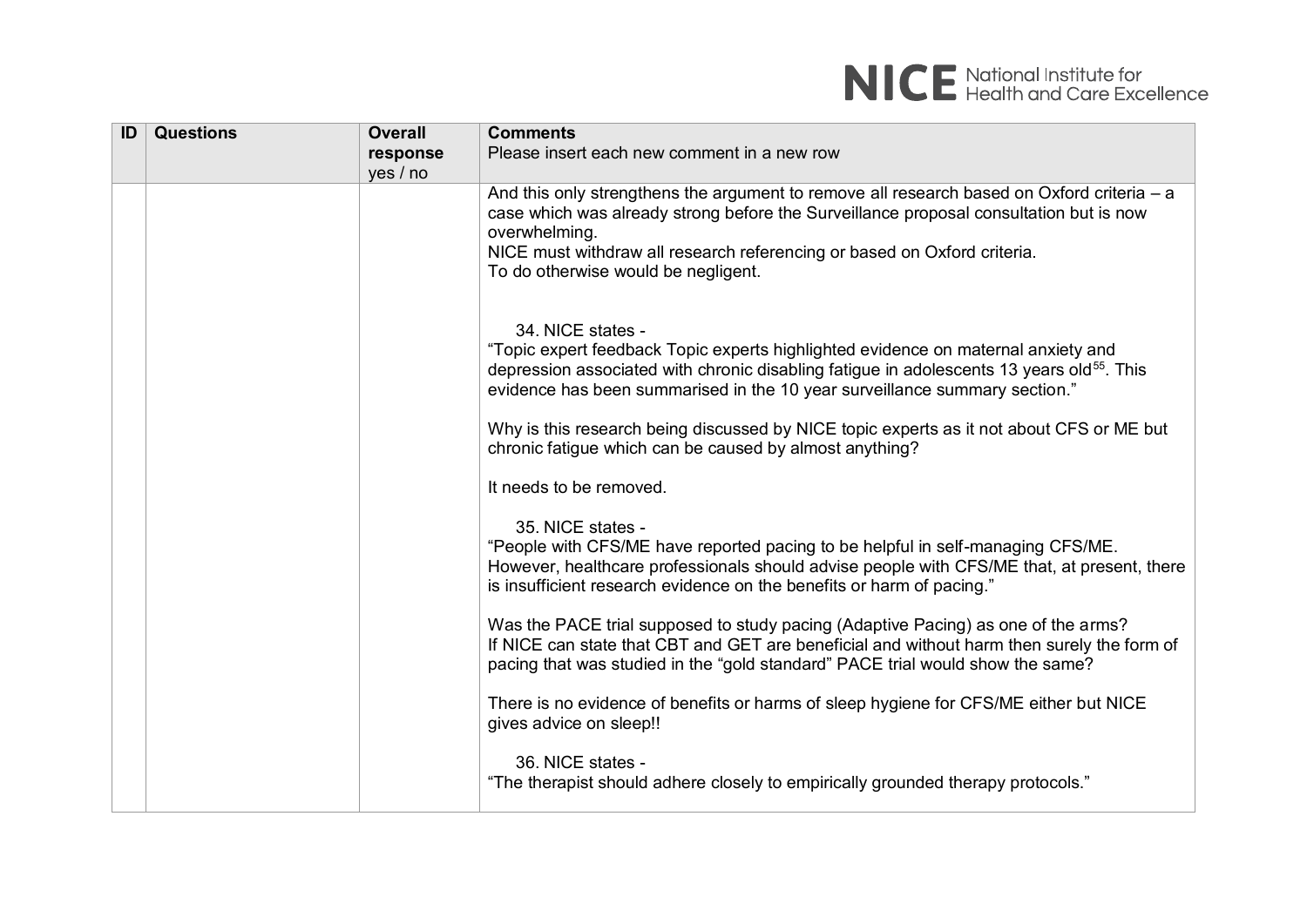| ID | Questions | Overall response yes / no | Comments<br>Please insert each new comment in a new row |
|---|---|---|---|
| | | | And this only strengthens the argument to remove all research based on Oxford criteria – a case which was already strong before the Surveillance proposal consultation but is now overwhelming.<br>NICE must withdraw all research referencing or based on Oxford criteria.<br>To do otherwise would be negligent.<br><br>34. NICE states -<br>"Topic expert feedback Topic experts highlighted evidence on maternal anxiety and depression associated with chronic disabling fatigue in adolescents 13 years old[55]. This evidence has been summarised in the 10 year surveillance summary section."<br><br>Why is this research being discussed by NICE topic experts as it not about CFS or ME but chronic fatigue which can be caused by almost anything?<br><br>It needs to be removed.<br><br>35. NICE states -<br>"People with CFS/ME have reported pacing to be helpful in self-managing CFS/ME. However, healthcare professionals should advise people with CFS/ME that, at present, there is insufficient research evidence on the benefits or harm of pacing."<br><br>Was the PACE trial supposed to study pacing (Adaptive Pacing) as one of the arms?<br>If NICE can state that CBT and GET are beneficial and without harm then surely the form of pacing that was studied in the "gold standard" PACE trial would show the same?<br><br>There is no evidence of benefits or harms of sleep hygiene for CFS/ME either but NICE gives advice on sleep!!<br><br>36. NICE states -<br>"The therapist should adhere closely to empirically grounded therapy protocols." |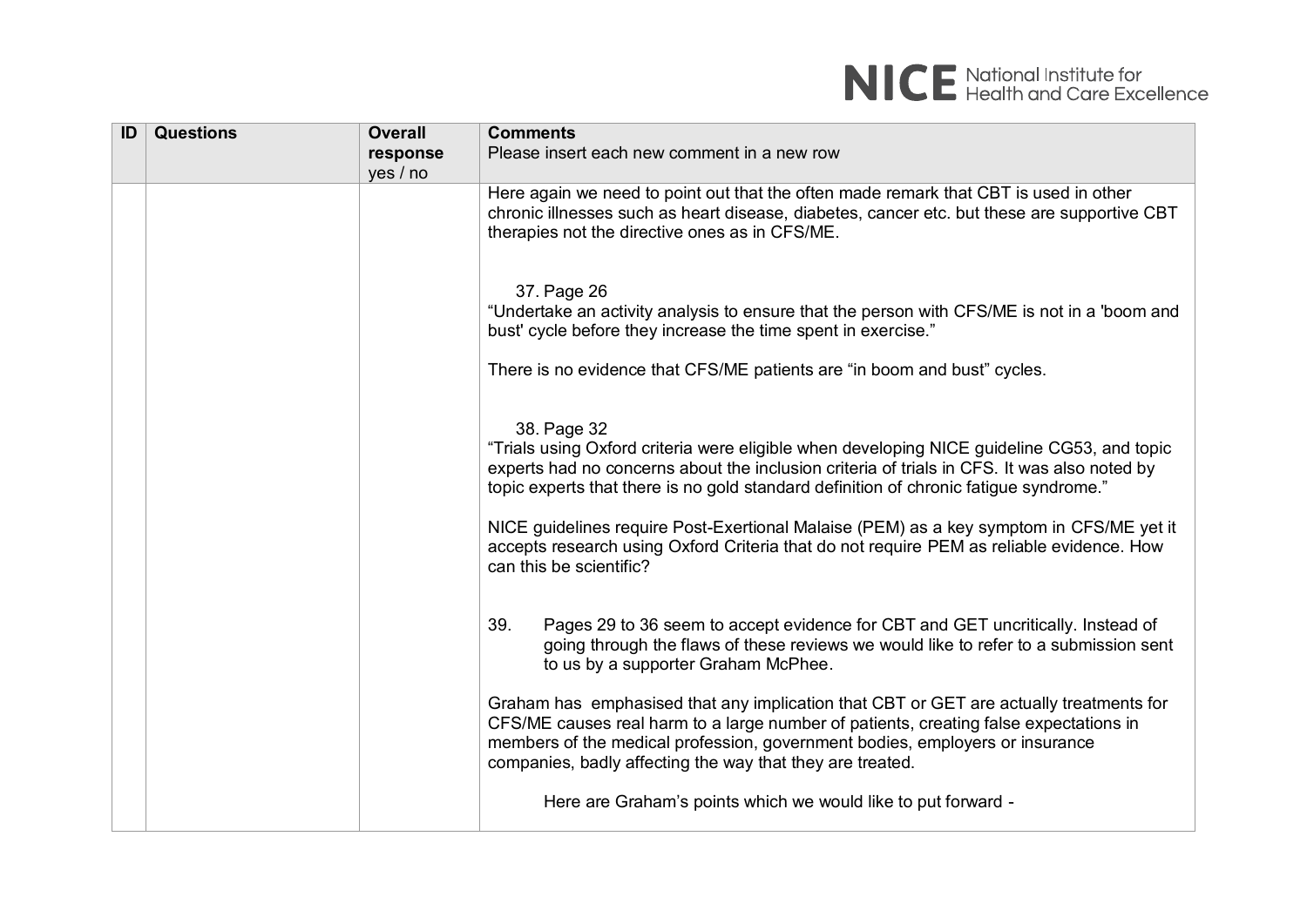| ID | Questions | Overall response yes / no | Comments Please insert each new comment in a new row |
|---|---|---|---|
| | | | Here again we need to point out that the often made remark that CBT is used in other chronic illnesses such as heart disease, diabetes, cancer etc. but these are supportive CBT therapies not the directive ones as in CFS/ME.<br><br>37. Page 26<br>"Undertake an activity analysis to ensure that the person with CFS/ME is not in a 'boom and bust' cycle before they increase the time spent in exercise."<br><br>There is no evidence that CFS/ME patients are "in boom and bust" cycles.<br><br>38. Page 32<br>"Trials using Oxford criteria were eligible when developing NICE guideline CG53, and topic experts had no concerns about the inclusion criteria of trials in CFS. It was also noted by topic experts that there is no gold standard definition of chronic fatigue syndrome."<br><br>NICE guidelines require Post-Exertional Malaise (PEM) as a key symptom in CFS/ME yet it accepts research using Oxford Criteria that do not require PEM as reliable evidence. How can this be scientific?<br><br>39. Pages 29 to 36 seem to accept evidence for CBT and GET uncritically. Instead of going through the flaws of these reviews we would like to refer to a submission sent to us by a supporter Graham McPhee.<br><br>Graham has emphasised that any implication that CBT or GET are actually treatments for CFS/ME causes real harm to a large number of patients, creating false expectations in members of the medical profession, government bodies, employers or insurance companies, badly affecting the way that they are treated.<br><br>Here are Graham's points which we would like to put forward - |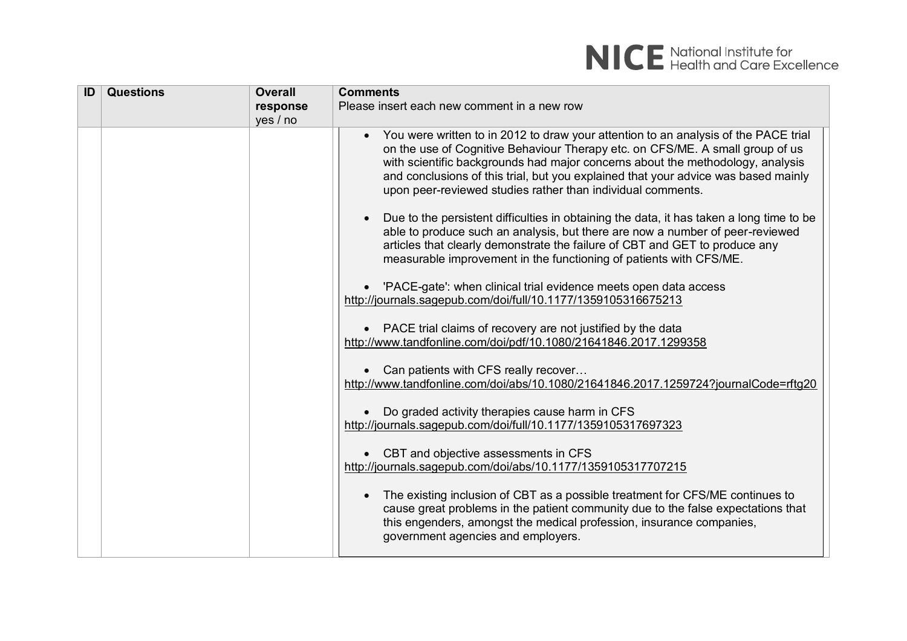| ID | Questions | Overall response yes / no | Comments<br>Please insert each new comment in a new row |
|---|---|---|---|
| | | | • You were written to in 2012 to draw your attention to an analysis of the PACE trial on the use of Cognitive Behaviour Therapy etc. on CFS/ME. A small group of us with scientific backgrounds had major concerns about the methodology, analysis and conclusions of this trial, but you explained that your advice was based mainly upon peer-reviewed studies rather than individual comments.<br><br>• Due to the persistent difficulties in obtaining the data, it has taken a long time to be able to produce such an analysis, but there are now a number of peer-reviewed articles that clearly demonstrate the failure of CBT and GET to produce any measurable improvement in the functioning of patients with CFS/ME.<br><br>• 'PACE-gate': when clinical trial evidence meets open data access<br>http://journals.sagepub.com/doi/full/10.1177/1359105316675213<br><br>• PACE trial claims of recovery are not justified by the data<br>http://www.tandfonline.com/doi/pdf/10.1080/21641846.2017.1299358<br><br>• Can patients with CFS really recover…<br>http://www.tandfonline.com/doi/abs/10.1080/21641846.2017.1259724?journalCode=rftg20<br><br>• Do graded activity therapies cause harm in CFS<br>http://journals.sagepub.com/doi/full/10.1177/1359105317697323<br><br>• CBT and objective assessments in CFS<br>http://journals.sagepub.com/doi/abs/10.1177/1359105317707215<br><br>• The existing inclusion of CBT as a possible treatment for CFS/ME continues to cause great problems in the patient community due to the false expectations that this engenders, amongst the medical profession, insurance companies, government agencies and employers. |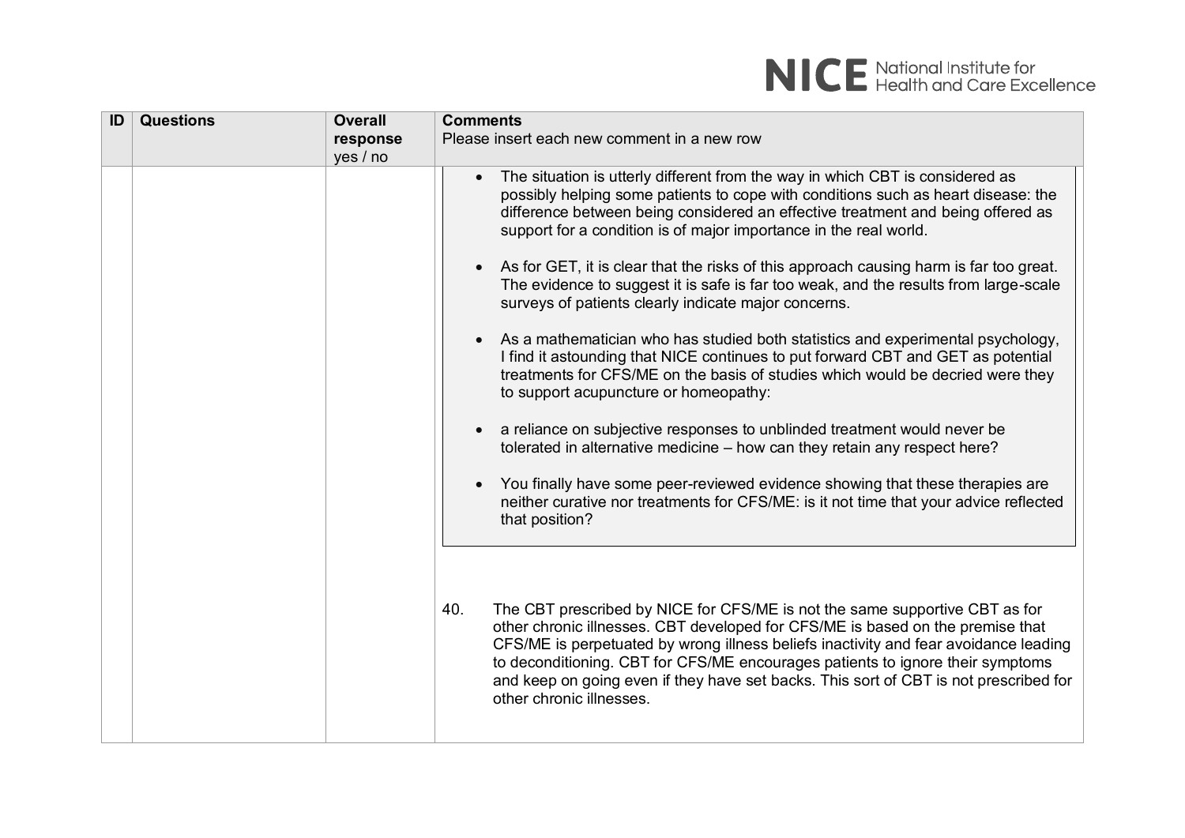| ID | Questions | Overall response yes / no | Comments Please insert each new comment in a new row |
|---|---|---|---|
| | | | • The situation is utterly different from the way in which CBT is considered as possibly helping some patients to cope with conditions such as heart disease: the difference between being considered an effective treatment and being offered as support for a condition is of major importance in the real world.<br><br>• As for GET, it is clear that the risks of this approach causing harm is far too great. The evidence to suggest it is safe is far too weak, and the results from large-scale surveys of patients clearly indicate major concerns.<br><br>• As a mathematician who has studied both statistics and experimental psychology, I find it astounding that NICE continues to put forward CBT and GET as potential treatments for CFS/ME on the basis of studies which would be decried were they to support acupuncture or homeopathy:<br><br>• a reliance on subjective responses to unblinded treatment would never be tolerated in alternative medicine – how can they retain any respect here?<br><br>• You finally have some peer-reviewed evidence showing that these therapies are neither curative nor treatments for CFS/ME: is it not time that your advice reflected that position?<br><br>40. The CBT prescribed by NICE for CFS/ME is not the same supportive CBT as for other chronic illnesses. CBT developed for CFS/ME is based on the premise that CFS/ME is perpetuated by wrong illness beliefs inactivity and fear avoidance leading to deconditioning. CBT for CFS/ME encourages patients to ignore their symptoms and keep on going even if they have set backs. This sort of CBT is not prescribed for other chronic illnesses. |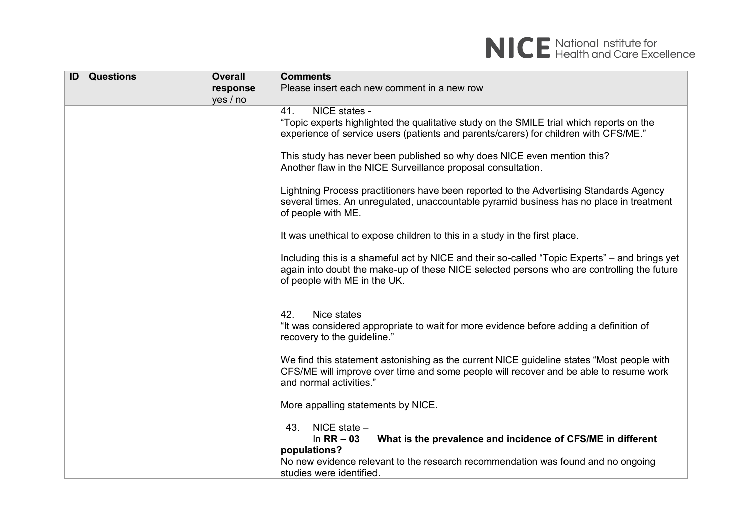| ID | Questions | Overall response yes / no | Comments<br>Please insert each new comment in a new row |
|---|---|---|---|
| | | | 41. NICE states -<br>"Topic experts highlighted the qualitative study on the SMILE trial which reports on the experience of service users (patients and parents/carers) for children with CFS/ME."<br><br>This study has never been published so why does NICE even mention this?<br>Another flaw in the NICE Surveillance proposal consultation.<br><br>Lightning Process practitioners have been reported to the Advertising Standards Agency several times. An unregulated, unaccountable pyramid business has no place in treatment of people with ME.<br><br>It was unethical to expose children to this in a study in the first place.<br><br>Including this is a shameful act by NICE and their so-called "Topic Experts" – and brings yet again into doubt the make-up of these NICE selected persons who are controlling the future of people with ME in the UK.<br><br><br>42. Nice states<br>"It was considered appropriate to wait for more evidence before adding a definition of recovery to the guideline."<br><br>We find this statement astonishing as the current NICE guideline states "Most people with CFS/ME will improve over time and some people will recover and be able to resume work and normal activities."<br><br>More appalling statements by NICE.<br><br>43. NICE state –<br>In **RR – 03 What is the prevalence and incidence of CFS/ME in different populations?**<br>No new evidence relevant to the research recommendation was found and no ongoing studies were identified. |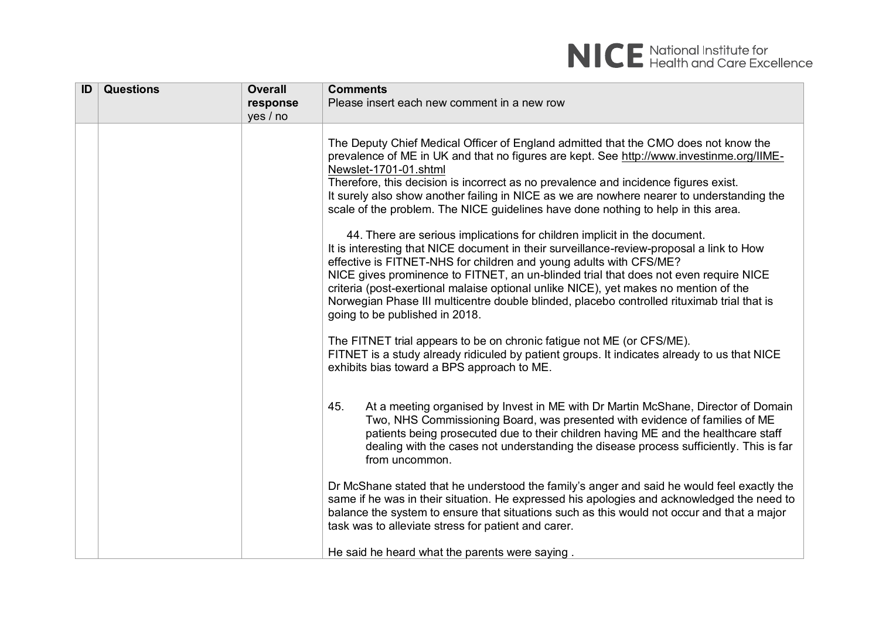| ID | Questions | Overall response yes / no | Comments<br>Please insert each new comment in a new row |
|---|---|---|---|
| | | | The Deputy Chief Medical Officer of England admitted that the CMO does not know the prevalence of ME in UK and that no figures are kept. See http://www.investinme.org/IIME-Newslet-1701-01.shtml<br>Therefore, this decision is incorrect as no prevalence and incidence figures exist.<br>It surely also show another failing in NICE as we are nowhere nearer to understanding the scale of the problem. The NICE guidelines have done nothing to help in this area.<br><br>44. There are serious implications for children implicit in the document.<br>It is interesting that NICE document in their surveillance-review-proposal a link to How effective is FITNET-NHS for children and young adults with CFS/ME?<br>NICE gives prominence to FITNET, an un-blinded trial that does not even require NICE criteria (post-exertional malaise optional unlike NICE), yet makes no mention of the Norwegian Phase III multicentre double blinded, placebo controlled rituximab trial that is going to be published in 2018.<br><br>The FITNET trial appears to be on chronic fatigue not ME (or CFS/ME).<br>FITNET is a study already ridiculed by patient groups. It indicates already to us that NICE exhibits bias toward a BPS approach to ME.<br><br>45. At a meeting organised by Invest in ME with Dr Martin McShane, Director of Domain Two, NHS Commissioning Board, was presented with evidence of families of ME patients being prosecuted due to their children having ME and the healthcare staff dealing with the cases not understanding the disease process sufficiently. This is far from uncommon.<br><br>Dr McShane stated that he understood the family's anger and said he would feel exactly the same if he was in their situation. He expressed his apologies and acknowledged the need to balance the system to ensure that situations such as this would not occur and that a major task was to alleviate stress for patient and carer.<br><br>He said he heard what the parents were saying . |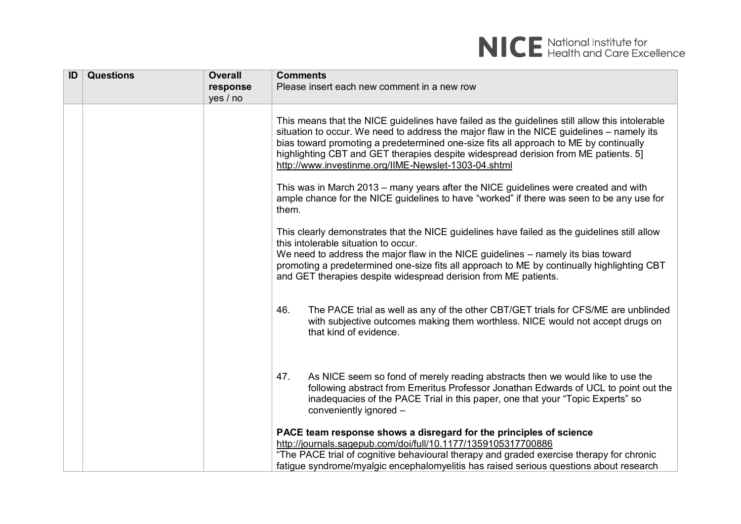| ID | Questions | Overall response yes / no | Comments<br>Please insert each new comment in a new row |
|---|---|---|---|
| | | | This means that the NICE guidelines have failed as the guidelines still allow this intolerable situation to occur. We need to address the major flaw in the NICE guidelines – namely its bias toward promoting a predetermined one-size fits all approach to ME by continually highlighting CBT and GET therapies despite widespread derision from ME patients. 5] http://www.investinme.org/IIME-Newslet-1303-04.shtml<br><br>This was in March 2013 – many years after the NICE guidelines were created and with ample chance for the NICE guidelines to have "worked" if there was seen to be any use for them.<br><br>This clearly demonstrates that the NICE guidelines have failed as the guidelines still allow this intolerable situation to occur.<br>We need to address the major flaw in the NICE guidelines – namely its bias toward promoting a predetermined one-size fits all approach to ME by continually highlighting CBT and GET therapies despite widespread derision from ME patients.<br><br>46. The PACE trial as well as any of the other CBT/GET trials for CFS/ME are unblinded with subjective outcomes making them worthless. NICE would not accept drugs on that kind of evidence.<br><br>47. As NICE seem so fond of merely reading abstracts then we would like to use the following abstract from Emeritus Professor Jonathan Edwards of UCL to point out the inadequacies of the PACE Trial in this paper, one that your "Topic Experts" so conveniently ignored –<br><br>**PACE team response shows a disregard for the principles of science**<br>http://journals.sagepub.com/doi/full/10.1177/1359105317700886<br>"The PACE trial of cognitive behavioural therapy and graded exercise therapy for chronic fatigue syndrome/myalgic encephalomyelitis has raised serious questions about research |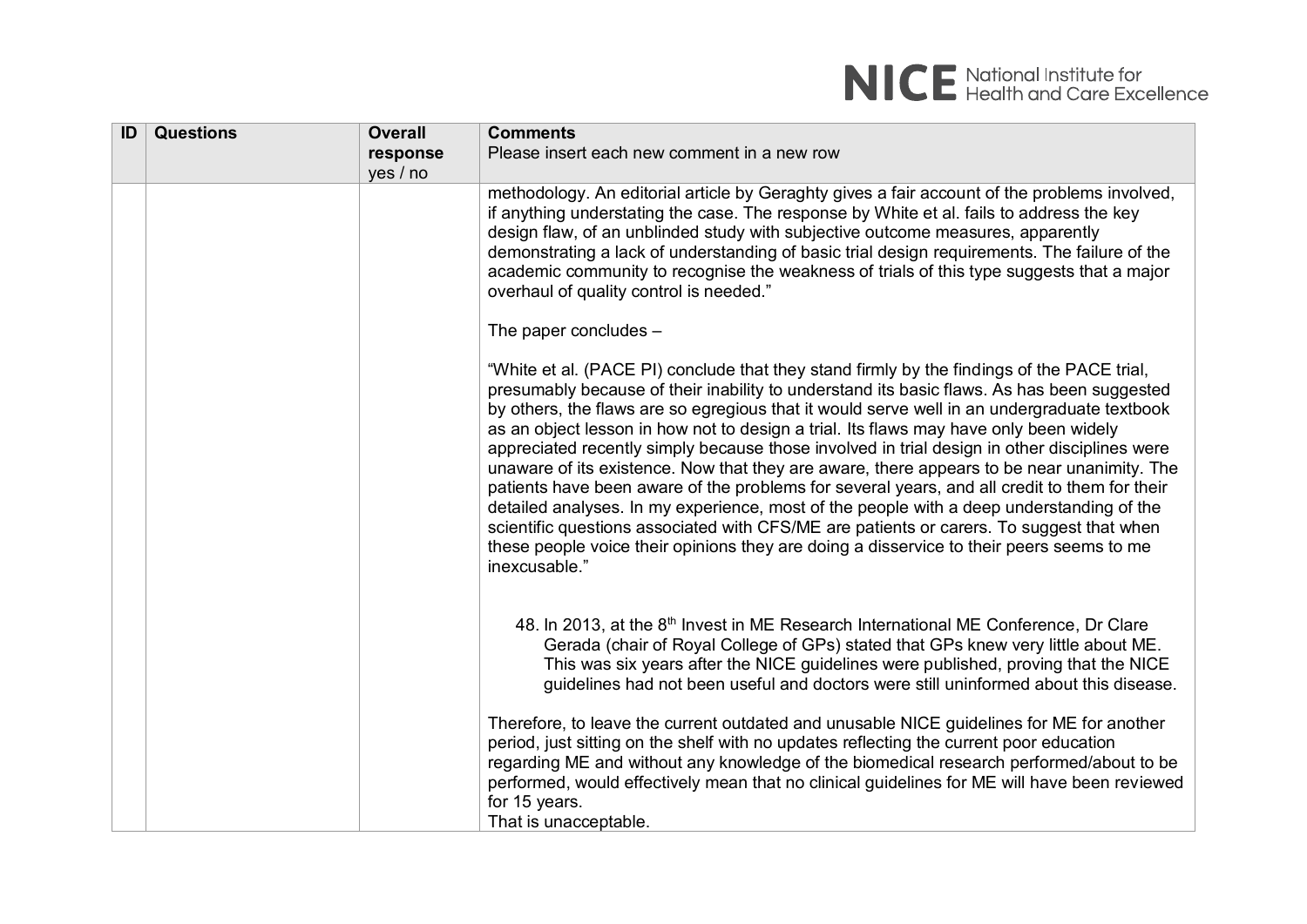| ID | Questions | Overall response yes / no | Comments<br>Please insert each new comment in a new row |
|---|---|---|---|
| | | | methodology. An editorial article by Geraghty gives a fair account of the problems involved, if anything understating the case. The response by White et al. fails to address the key design flaw, of an unblinded study with subjective outcome measures, apparently demonstrating a lack of understanding of basic trial design requirements. The failure of the academic community to recognise the weakness of trials of this type suggests that a major overhaul of quality control is needed."<br><br>The paper concludes –<br><br>"White et al. (PACE PI) conclude that they stand firmly by the findings of the PACE trial, presumably because of their inability to understand its basic flaws. As has been suggested by others, the flaws are so egregious that it would serve well in an undergraduate textbook as an object lesson in how not to design a trial. Its flaws may have only been widely appreciated recently simply because those involved in trial design in other disciplines were unaware of its existence. Now that they are aware, there appears to be near unanimity. The patients have been aware of the problems for several years, and all credit to them for their detailed analyses. In my experience, most of the people with a deep understanding of the scientific questions associated with CFS/ME are patients or carers. To suggest that when these people voice their opinions they are doing a disservice to their peers seems to me inexcusable."<br><br>48. In 2013, at the 8th Invest in ME Research International ME Conference, Dr Clare Gerada (chair of Royal College of GPs) stated that GPs knew very little about ME. This was six years after the NICE guidelines were published, proving that the NICE guidelines had not been useful and doctors were still uninformed about this disease.<br><br>Therefore, to leave the current outdated and unusable NICE guidelines for ME for another period, just sitting on the shelf with no updates reflecting the current poor education regarding ME and without any knowledge of the biomedical research performed/about to be performed, would effectively mean that no clinical guidelines for ME will have been reviewed for 15 years.<br>That is unacceptable. |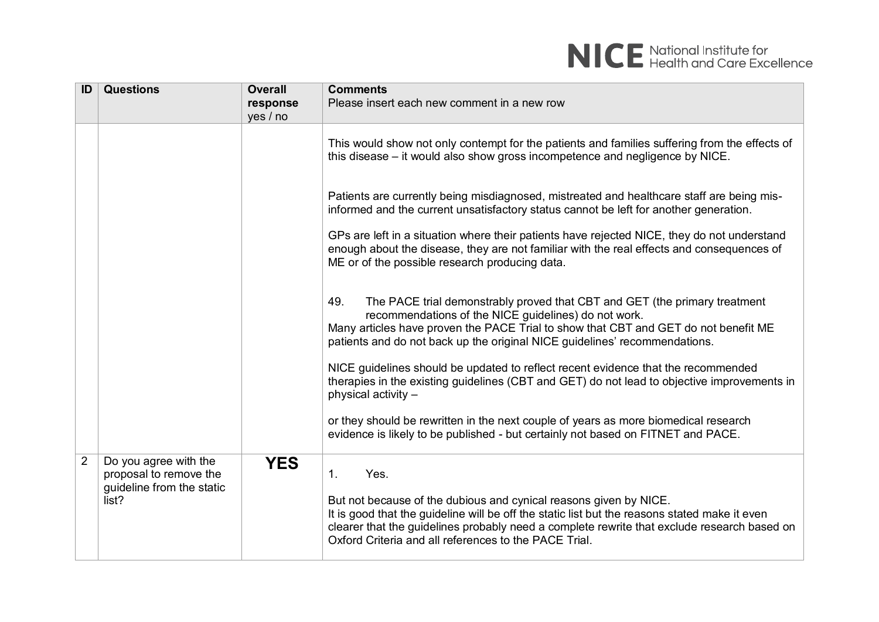| ID | Questions | Overall response yes / no | Comments<br>Please insert each new comment in a new row |
|---|---|---|---|
| | | | This would show not only contempt for the patients and families suffering from the effects of this disease – it would also show gross incompetence and negligence by NICE.<br><br>Patients are currently being misdiagnosed, mistreated and healthcare staff are being mis-informed and the current unsatisfactory status cannot be left for another generation.<br><br>GPs are left in a situation where their patients have rejected NICE, they do not understand enough about the disease, they are not familiar with the real effects and consequences of ME or of the possible research producing data.<br><br>49. The PACE trial demonstrably proved that CBT and GET (the primary treatment recommendations of the NICE guidelines) do not work.<br>Many articles have proven the PACE Trial to show that CBT and GET do not benefit ME patients and do not back up the original NICE guidelines' recommendations.<br><br>NICE guidelines should be updated to reflect recent evidence that the recommended therapies in the existing guidelines (CBT and GET) do not lead to objective improvements in physical activity –<br><br>or they should be rewritten in the next couple of years as more biomedical research evidence is likely to be published - but certainly not based on FITNET and PACE. |
| 2 | Do you agree with the proposal to remove the guideline from the static list? | **YES** | 1. Yes.<br><br>But not because of the dubious and cynical reasons given by NICE.<br>It is good that the guideline will be off the static list but the reasons stated make it even clearer that the guidelines probably need a complete rewrite that exclude research based on Oxford Criteria and all references to the PACE Trial. |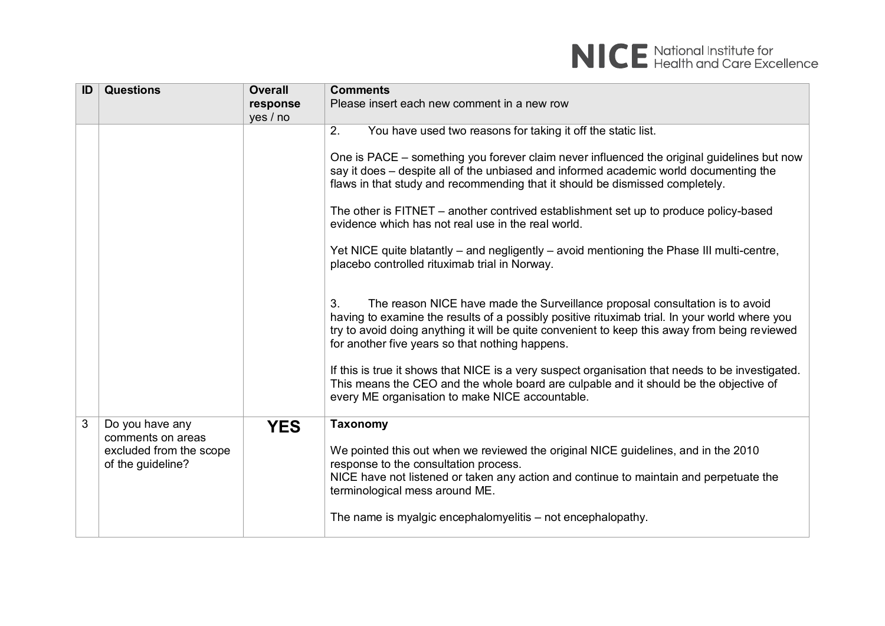| ID | Questions | Overall response yes / no | Comments<br>Please insert each new comment in a new row |
|---|---|---|---|
| | | | 2. You have used two reasons for taking it off the static list.<br><br>One is PACE – something you forever claim never influenced the original guidelines but now say it does – despite all of the unbiased and informed academic world documenting the flaws in that study and recommending that it should be dismissed completely.<br><br>The other is FITNET – another contrived establishment set up to produce policy-based evidence which has not real use in the real world.<br><br>Yet NICE quite blatantly – and negligently – avoid mentioning the Phase III multi-centre, placebo controlled rituximab trial in Norway.<br><br>3. The reason NICE have made the Surveillance proposal consultation is to avoid having to examine the results of a possibly positive rituximab trial. In your world where you try to avoid doing anything it will be quite convenient to keep this away from being reviewed for another five years so that nothing happens.<br><br>If this is true it shows that NICE is a very suspect organisation that needs to be investigated. This means the CEO and the whole board are culpable and it should be the objective of every ME organisation to make NICE accountable. |
| 3 | Do you have any comments on areas excluded from the scope of the guideline? | **YES** | **Taxonomy**<br><br>We pointed this out when we reviewed the original NICE guidelines, and in the 2010 response to the consultation process.<br>NICE have not listened or taken any action and continue to maintain and perpetuate the terminological mess around ME.<br><br>The name is myalgic encephalomyelitis – not encephalopathy. |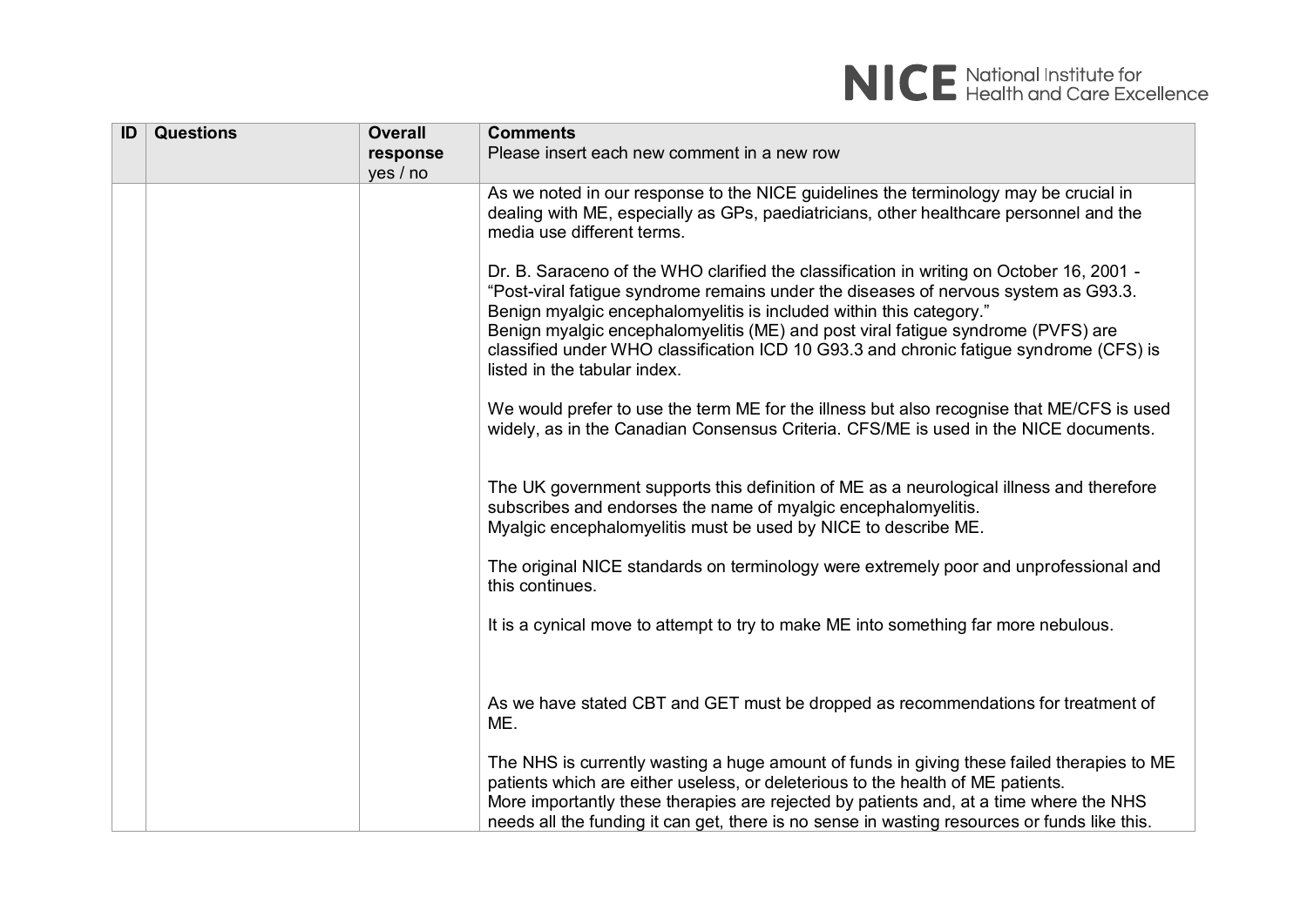| ID | Questions | Overall response yes / no | Comments<br>Please insert each new comment in a new row |
|---|---|---|---|
| | | | As we noted in our response to the NICE guidelines the terminology may be crucial in dealing with ME, especially as GPs, paediatricians, other healthcare personnel and the media use different terms.<br><br>Dr. B. Saraceno of the WHO clarified the classification in writing on October 16, 2001 - "Post-viral fatigue syndrome remains under the diseases of nervous system as G93.3. Benign myalgic encephalomyelitis is included within this category."<br>Benign myalgic encephalomyelitis (ME) and post viral fatigue syndrome (PVFS) are classified under WHO classification ICD 10 G93.3 and chronic fatigue syndrome (CFS) is listed in the tabular index.<br><br>We would prefer to use the term ME for the illness but also recognise that ME/CFS is used widely, as in the Canadian Consensus Criteria. CFS/ME is used in the NICE documents.<br><br>The UK government supports this definition of ME as a neurological illness and therefore subscribes and endorses the name of myalgic encephalomyelitis.<br>Myalgic encephalomyelitis must be used by NICE to describe ME.<br><br>The original NICE standards on terminology were extremely poor and unprofessional and this continues.<br><br>It is a cynical move to attempt to try to make ME into something far more nebulous.<br><br>As we have stated CBT and GET must be dropped as recommendations for treatment of ME.<br><br>The NHS is currently wasting a huge amount of funds in giving these failed therapies to ME patients which are either useless, or deleterious to the health of ME patients.<br>More importantly these therapies are rejected by patients and, at a time where the NHS needs all the funding it can get, there is no sense in wasting resources or funds like this. |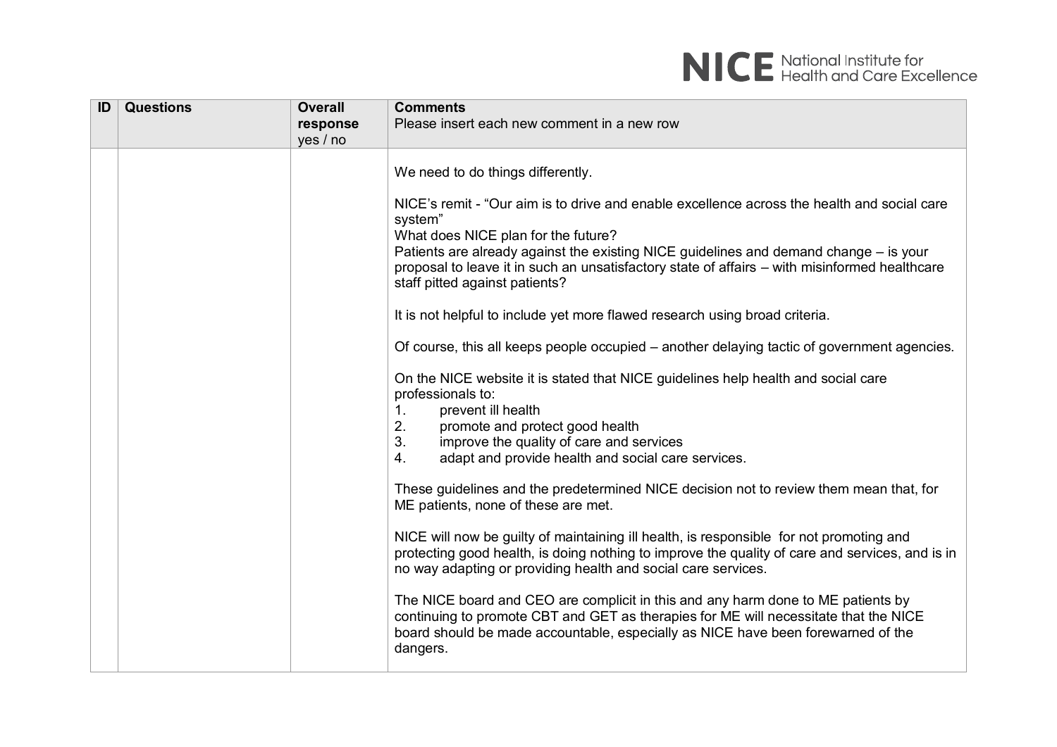| ID | Questions | Overall response yes / no | Comments<br>Please insert each new comment in a new row |
|---|---|---|---|
| | | | We need to do things differently.<br><br>NICE's remit - "Our aim is to drive and enable excellence across the health and social care system"<br>What does NICE plan for the future?<br>Patients are already against the existing NICE guidelines and demand change – is your proposal to leave it in such an unsatisfactory state of affairs – with misinformed healthcare staff pitted against patients?<br><br>It is not helpful to include yet more flawed research using broad criteria.<br><br>Of course, this all keeps people occupied – another delaying tactic of government agencies.<br><br>On the NICE website it is stated that NICE guidelines help health and social care professionals to:<br>1. prevent ill health<br>2. promote and protect good health<br>3. improve the quality of care and services<br>4. adapt and provide health and social care services.<br><br>These guidelines and the predetermined NICE decision not to review them mean that, for ME patients, none of these are met.<br><br>NICE will now be guilty of maintaining ill health, is responsible for not promoting and protecting good health, is doing nothing to improve the quality of care and services, and is in no way adapting or providing health and social care services.<br><br>The NICE board and CEO are complicit in this and any harm done to ME patients by continuing to promote CBT and GET as therapies for ME will necessitate that the NICE board should be made accountable, especially as NICE have been forewarned of the dangers. |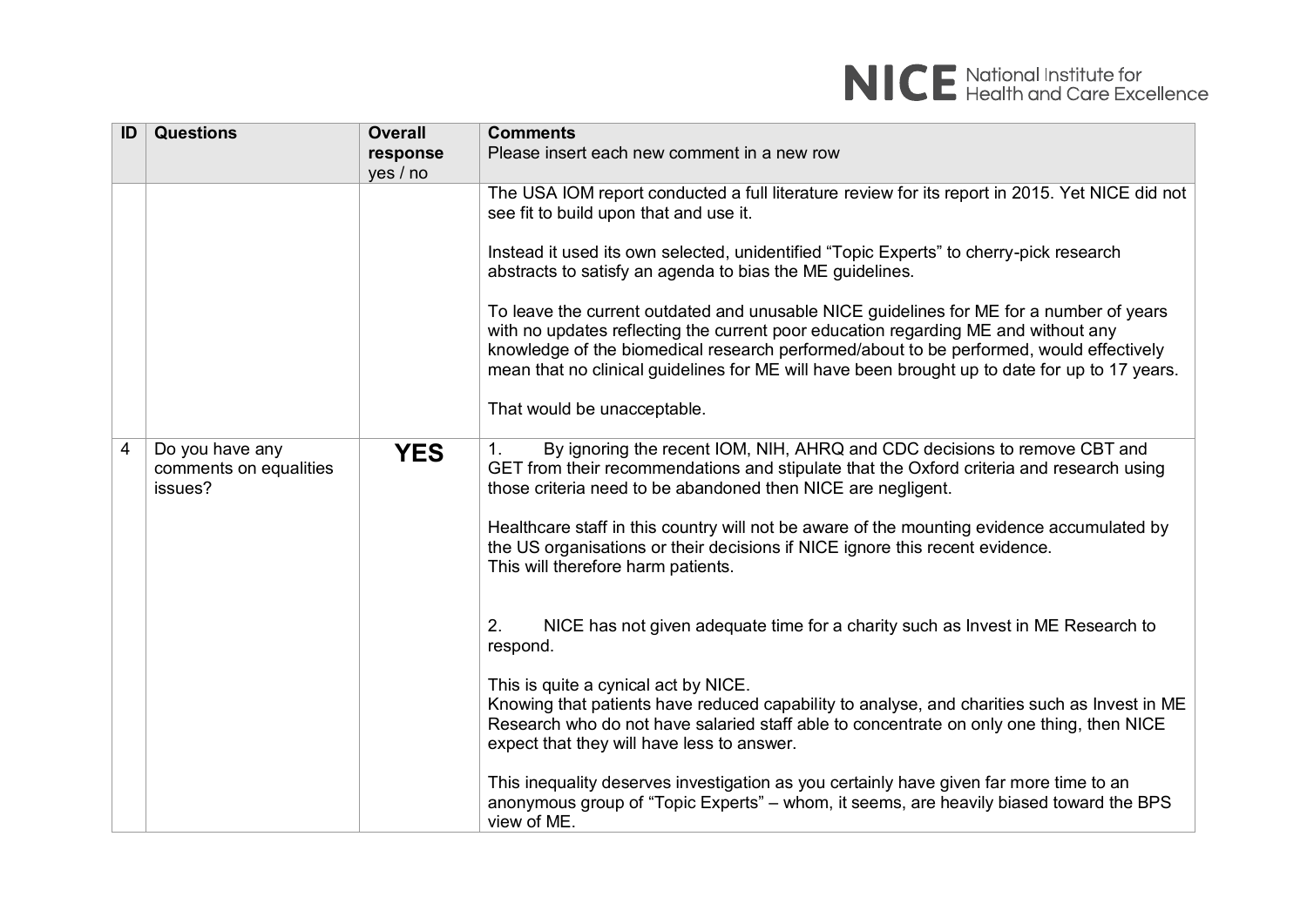| ID | Questions | Overall response yes / no | Comments<br>Please insert each new comment in a new row |
|---|---|---|---|
| | | | The USA IOM report conducted a full literature review for its report in 2015. Yet NICE did not see fit to build upon that and use it.<br><br>Instead it used its own selected, unidentified “Topic Experts” to cherry-pick research abstracts to satisfy an agenda to bias the ME guidelines.<br><br>To leave the current outdated and unusable NICE guidelines for ME for a number of years with no updates reflecting the current poor education regarding ME and without any knowledge of the biomedical research performed/about to be performed, would effectively mean that no clinical guidelines for ME will have been brought up to date for up to 17 years.<br><br>That would be unacceptable. |
| 4 | Do you have any comments on equalities issues? | **YES** | 1. By ignoring the recent IOM, NIH, AHRQ and CDC decisions to remove CBT and GET from their recommendations and stipulate that the Oxford criteria and research using those criteria need to be abandoned then NICE are negligent.<br><br>Healthcare staff in this country will not be aware of the mounting evidence accumulated by the US organisations or their decisions if NICE ignore this recent evidence.<br>This will therefore harm patients.<br><br>2. NICE has not given adequate time for a charity such as Invest in ME Research to respond.<br><br>This is quite a cynical act by NICE.<br>Knowing that patients have reduced capability to analyse, and charities such as Invest in ME Research who do not have salaried staff able to concentrate on only one thing, then NICE expect that they will have less to answer.<br><br>This inequality deserves investigation as you certainly have given far more time to an anonymous group of “Topic Experts” – whom, it seems, are heavily biased toward the BPS view of ME. |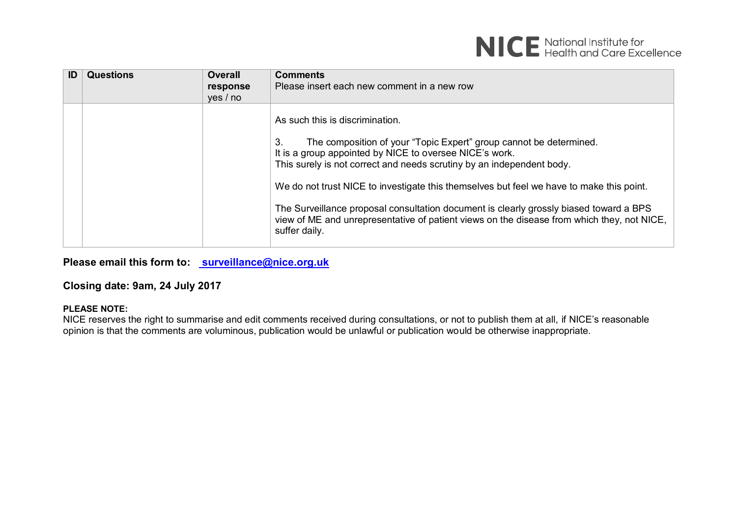| ID | Questions | Overall response yes / no | Comments<br>Please insert each new comment in a new row |
|---|---|---|---|
| | | | As such this is discrimination.<br><br>3. The composition of your "Topic Expert" group cannot be determined.<br>It is a group appointed by NICE to oversee NICE's work.<br>This surely is not correct and needs scrutiny by an independent body.<br><br>We do not trust NICE to investigate this themselves but feel we have to make this point.<br><br>The Surveillance proposal consultation document is clearly grossly biased toward a BPS view of ME and unrepresentative of patient views on the disease from which they, not NICE, suffer daily. |

**Please email this form to:** **surveillance@nice.org.uk**

## Closing date: 9am, 24 July 2017

**PLEASE NOTE:**
NICE reserves the right to summarise and edit comments received during consultations, or not to publish them at all, if NICE's reasonable opinion is that the comments are voluminous, publication would be unlawful or publication would be otherwise inappropriate.